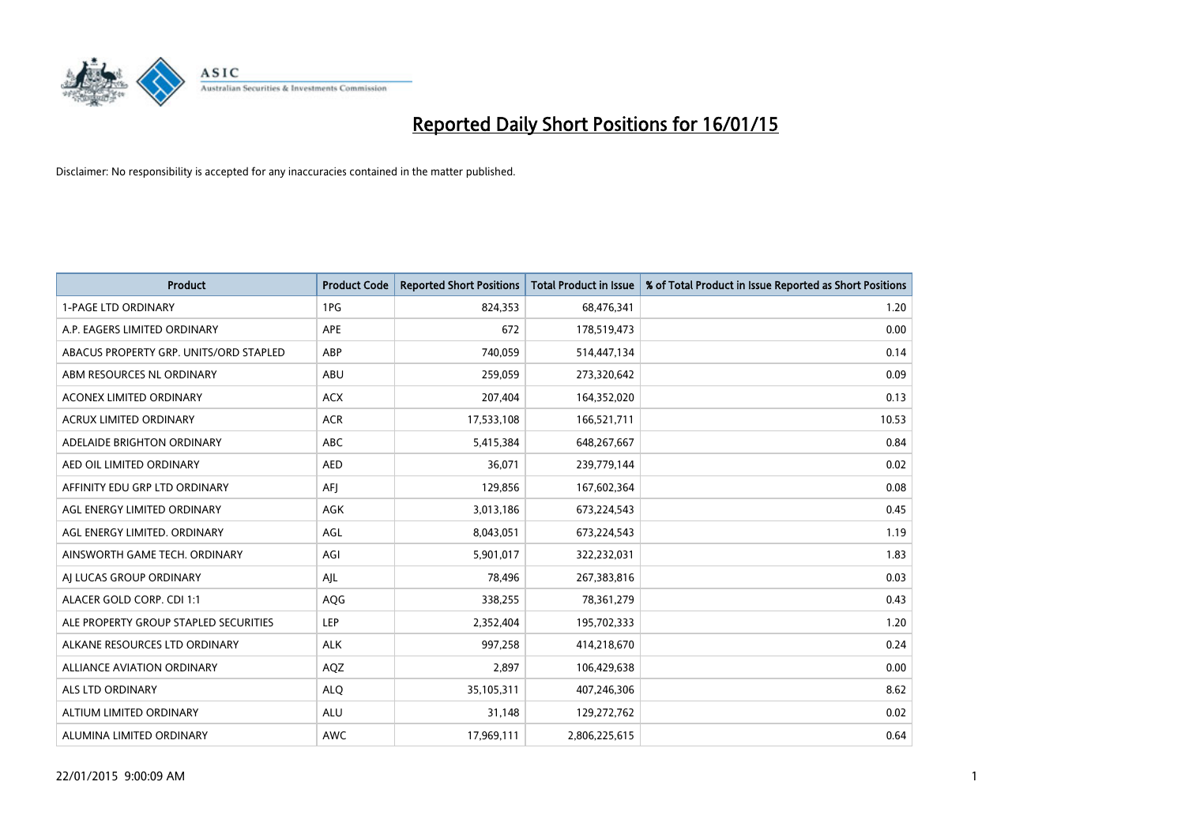# Reported Daily Short Positions for 16/01/15

Disclaimer: No responsibility is accepted for any inaccuracies contained in the matter published.

| Product | Product Code | Reported Short Positions | Total Product in Issue | % of Total Product in Issue Reported as Short Positions |
|---|---|---|---|---|
| 1-PAGE LTD ORDINARY | 1PG | 824,353 | 68,476,341 | 1.20 |
| A.P. EAGERS LIMITED ORDINARY | APE | 672 | 178,519,473 | 0.00 |
| ABACUS PROPERTY GRP. UNITS/ORD STAPLED | ABP | 740,059 | 514,447,134 | 0.14 |
| ABM RESOURCES NL ORDINARY | ABU | 259,059 | 273,320,642 | 0.09 |
| ACONEX LIMITED ORDINARY | ACX | 207,404 | 164,352,020 | 0.13 |
| ACRUX LIMITED ORDINARY | ACR | 17,533,108 | 166,521,711 | 10.53 |
| ADELAIDE BRIGHTON ORDINARY | ABC | 5,415,384 | 648,267,667 | 0.84 |
| AED OIL LIMITED ORDINARY | AED | 36,071 | 239,779,144 | 0.02 |
| AFFINITY EDU GRP LTD ORDINARY | AFJ | 129,856 | 167,602,364 | 0.08 |
| AGL ENERGY LIMITED ORDINARY | AGK | 3,013,186 | 673,224,543 | 0.45 |
| AGL ENERGY LIMITED. ORDINARY | AGL | 8,043,051 | 673,224,543 | 1.19 |
| AINSWORTH GAME TECH. ORDINARY | AGI | 5,901,017 | 322,232,031 | 1.83 |
| AJ LUCAS GROUP ORDINARY | AJL | 78,496 | 267,383,816 | 0.03 |
| ALACER GOLD CORP. CDI 1:1 | AQG | 338,255 | 78,361,279 | 0.43 |
| ALE PROPERTY GROUP STAPLED SECURITIES | LEP | 2,352,404 | 195,702,333 | 1.20 |
| ALKANE RESOURCES LTD ORDINARY | ALK | 997,258 | 414,218,670 | 0.24 |
| ALLIANCE AVIATION ORDINARY | AQZ | 2,897 | 106,429,638 | 0.00 |
| ALS LTD ORDINARY | ALQ | 35,105,311 | 407,246,306 | 8.62 |
| ALTIUM LIMITED ORDINARY | ALU | 31,148 | 129,272,762 | 0.02 |
| ALUMINA LIMITED ORDINARY | AWC | 17,969,111 | 2,806,225,615 | 0.64 |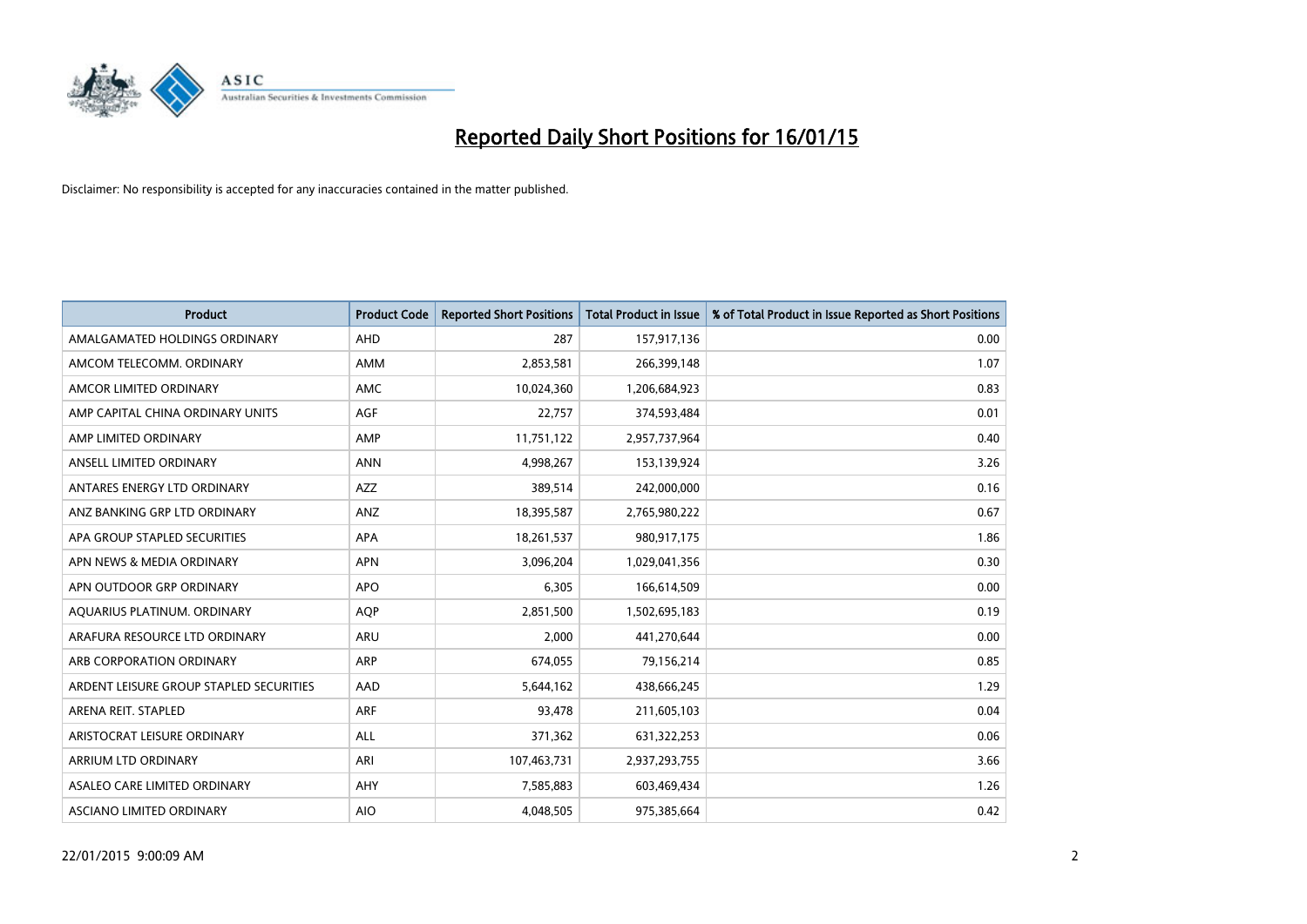# Reported Daily Short Positions for 16/01/15

Disclaimer: No responsibility is accepted for any inaccuracies contained in the matter published.

| Product | Product Code | Reported Short Positions | Total Product in Issue | % of Total Product in Issue Reported as Short Positions |
|---|---|---|---|---|
| AMALGAMATED HOLDINGS ORDINARY | AHD | 287 | 157,917,136 | 0.00 |
| AMCOM TELECOMM. ORDINARY | AMM | 2,853,581 | 266,399,148 | 1.07 |
| AMCOR LIMITED ORDINARY | AMC | 10,024,360 | 1,206,684,923 | 0.83 |
| AMP CAPITAL CHINA ORDINARY UNITS | AGF | 22,757 | 374,593,484 | 0.01 |
| AMP LIMITED ORDINARY | AMP | 11,751,122 | 2,957,737,964 | 0.40 |
| ANSELL LIMITED ORDINARY | ANN | 4,998,267 | 153,139,924 | 3.26 |
| ANTARES ENERGY LTD ORDINARY | AZZ | 389,514 | 242,000,000 | 0.16 |
| ANZ BANKING GRP LTD ORDINARY | ANZ | 18,395,587 | 2,765,980,222 | 0.67 |
| APA GROUP STAPLED SECURITIES | APA | 18,261,537 | 980,917,175 | 1.86 |
| APN NEWS & MEDIA ORDINARY | APN | 3,096,204 | 1,029,041,356 | 0.30 |
| APN OUTDOOR GRP ORDINARY | APO | 6,305 | 166,614,509 | 0.00 |
| AQUARIUS PLATINUM. ORDINARY | AQP | 2,851,500 | 1,502,695,183 | 0.19 |
| ARAFURA RESOURCE LTD ORDINARY | ARU | 2,000 | 441,270,644 | 0.00 |
| ARB CORPORATION ORDINARY | ARP | 674,055 | 79,156,214 | 0.85 |
| ARDENT LEISURE GROUP STAPLED SECURITIES | AAD | 5,644,162 | 438,666,245 | 1.29 |
| ARENA REIT. STAPLED | ARF | 93,478 | 211,605,103 | 0.04 |
| ARISTOCRAT LEISURE ORDINARY | ALL | 371,362 | 631,322,253 | 0.06 |
| ARRIUM LTD ORDINARY | ARI | 107,463,731 | 2,937,293,755 | 3.66 |
| ASALEO CARE LIMITED ORDINARY | AHY | 7,585,883 | 603,469,434 | 1.26 |
| ASCIANO LIMITED ORDINARY | AIO | 4,048,505 | 975,385,664 | 0.42 |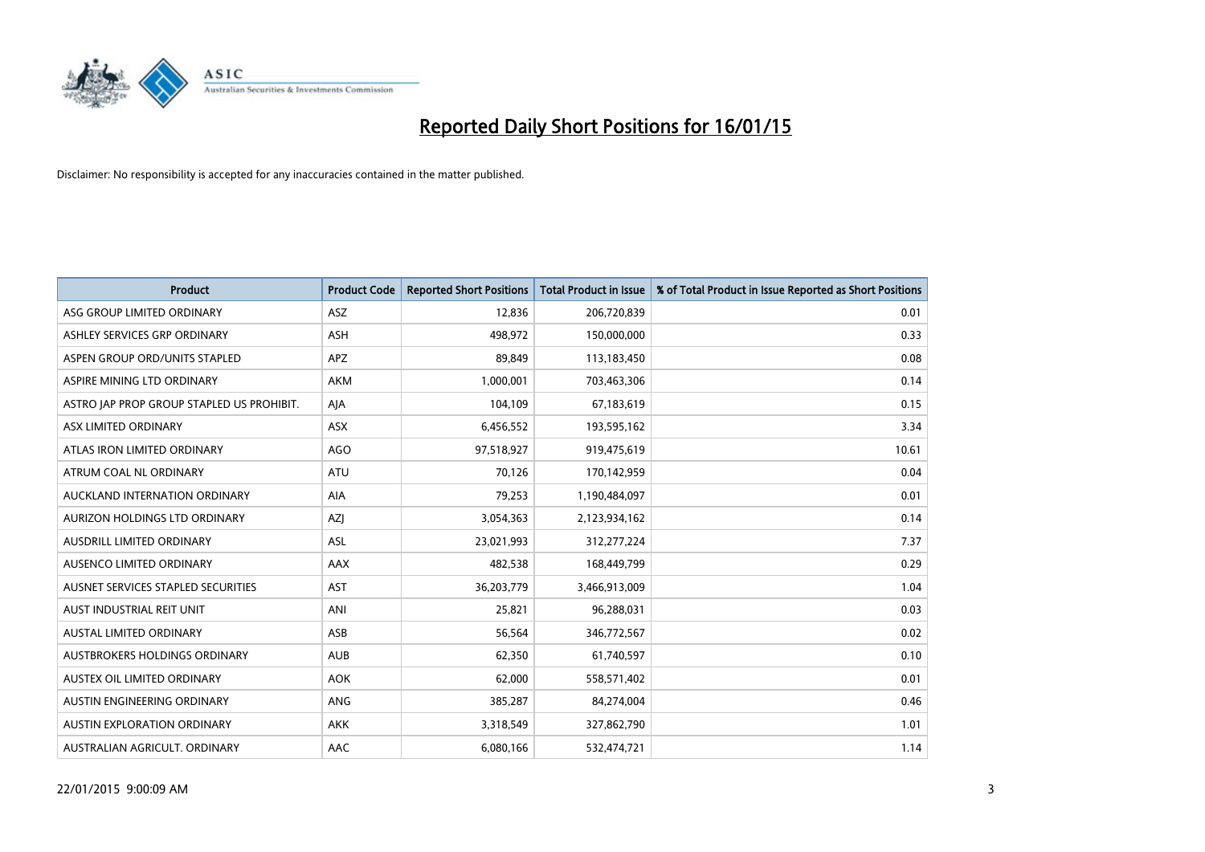# Reported Daily Short Positions for 16/01/15

Disclaimer: No responsibility is accepted for any inaccuracies contained in the matter published.

| Product | Product Code | Reported Short Positions | Total Product in Issue | % of Total Product in Issue Reported as Short Positions |
|---|---|---|---|---|
| ASG GROUP LIMITED ORDINARY | ASZ | 12,836 | 206,720,839 | 0.01 |
| ASHLEY SERVICES GRP ORDINARY | ASH | 498,972 | 150,000,000 | 0.33 |
| ASPEN GROUP ORD/UNITS STAPLED | APZ | 89,849 | 113,183,450 | 0.08 |
| ASPIRE MINING LTD ORDINARY | AKM | 1,000,001 | 703,463,306 | 0.14 |
| ASTRO JAP PROP GROUP STAPLED US PROHIBIT. | AJA | 104,109 | 67,183,619 | 0.15 |
| ASX LIMITED ORDINARY | ASX | 6,456,552 | 193,595,162 | 3.34 |
| ATLAS IRON LIMITED ORDINARY | AGO | 97,518,927 | 919,475,619 | 10.61 |
| ATRUM COAL NL ORDINARY | ATU | 70,126 | 170,142,959 | 0.04 |
| AUCKLAND INTERNATION ORDINARY | AIA | 79,253 | 1,190,484,097 | 0.01 |
| AURIZON HOLDINGS LTD ORDINARY | AZJ | 3,054,363 | 2,123,934,162 | 0.14 |
| AUSDRILL LIMITED ORDINARY | ASL | 23,021,993 | 312,277,224 | 7.37 |
| AUSENCO LIMITED ORDINARY | AAX | 482,538 | 168,449,799 | 0.29 |
| AUSNET SERVICES STAPLED SECURITIES | AST | 36,203,779 | 3,466,913,009 | 1.04 |
| AUST INDUSTRIAL REIT UNIT | ANI | 25,821 | 96,288,031 | 0.03 |
| AUSTAL LIMITED ORDINARY | ASB | 56,564 | 346,772,567 | 0.02 |
| AUSTBROKERS HOLDINGS ORDINARY | AUB | 62,350 | 61,740,597 | 0.10 |
| AUSTEX OIL LIMITED ORDINARY | AOK | 62,000 | 558,571,402 | 0.01 |
| AUSTIN ENGINEERING ORDINARY | ANG | 385,287 | 84,274,004 | 0.46 |
| AUSTIN EXPLORATION ORDINARY | AKK | 3,318,549 | 327,862,790 | 1.01 |
| AUSTRALIAN AGRICULT. ORDINARY | AAC | 6,080,166 | 532,474,721 | 1.14 |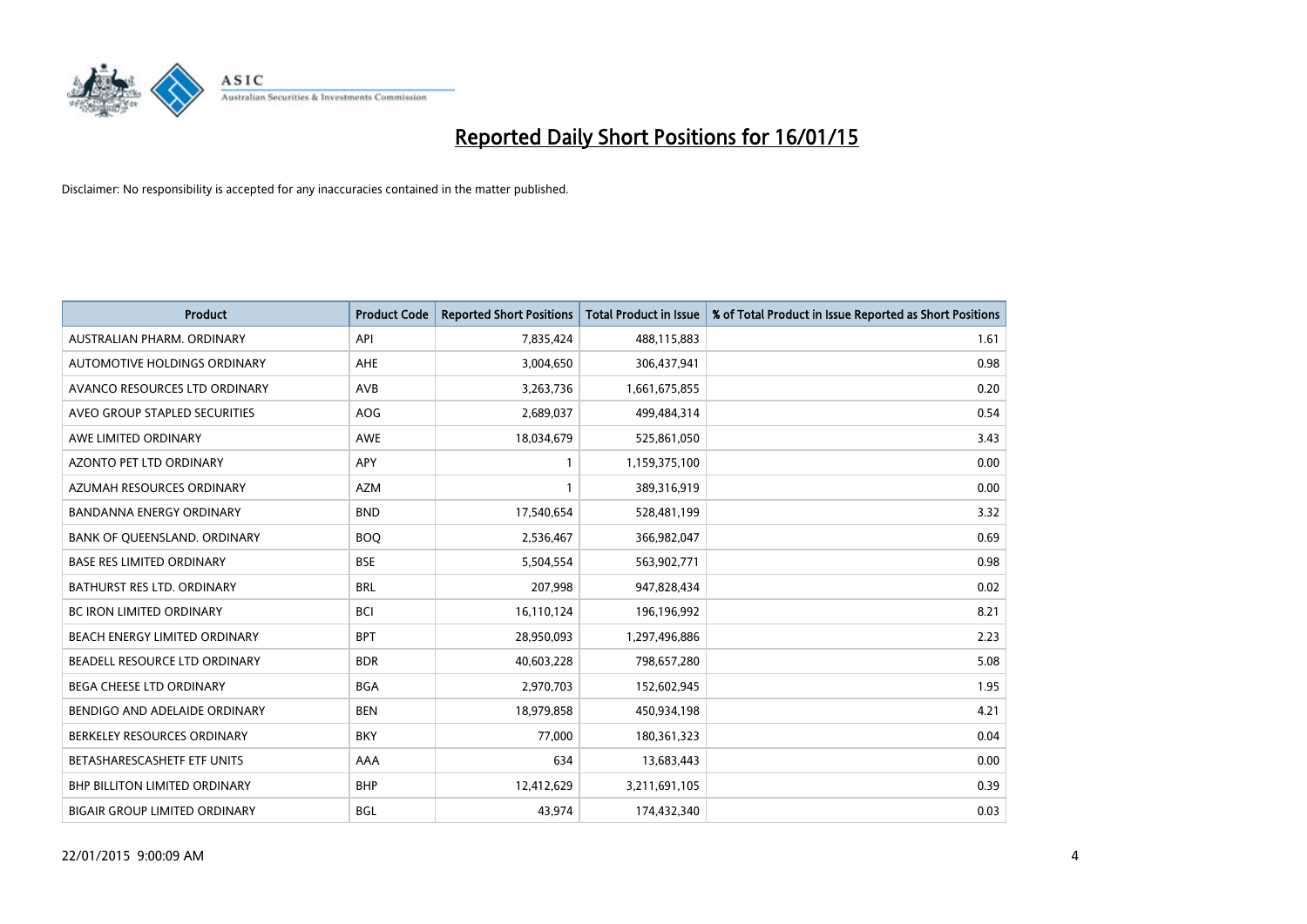# Reported Daily Short Positions for 16/01/15

Disclaimer: No responsibility is accepted for any inaccuracies contained in the matter published.

| Product | Product Code | Reported Short Positions | Total Product in Issue | % of Total Product in Issue Reported as Short Positions |
|---|---|---|---|---|
| AUSTRALIAN PHARM. ORDINARY | API | 7,835,424 | 488,115,883 | 1.61 |
| AUTOMOTIVE HOLDINGS ORDINARY | AHE | 3,004,650 | 306,437,941 | 0.98 |
| AVANCO RESOURCES LTD ORDINARY | AVB | 3,263,736 | 1,661,675,855 | 0.20 |
| AVEO GROUP STAPLED SECURITIES | AOG | 2,689,037 | 499,484,314 | 0.54 |
| AWE LIMITED ORDINARY | AWE | 18,034,679 | 525,861,050 | 3.43 |
| AZONTO PET LTD ORDINARY | APY | 1 | 1,159,375,100 | 0.00 |
| AZUMAH RESOURCES ORDINARY | AZM | 1 | 389,316,919 | 0.00 |
| BANDANNA ENERGY ORDINARY | BND | 17,540,654 | 528,481,199 | 3.32 |
| BANK OF QUEENSLAND. ORDINARY | BOQ | 2,536,467 | 366,982,047 | 0.69 |
| BASE RES LIMITED ORDINARY | BSE | 5,504,554 | 563,902,771 | 0.98 |
| BATHURST RES LTD. ORDINARY | BRL | 207,998 | 947,828,434 | 0.02 |
| BC IRON LIMITED ORDINARY | BCI | 16,110,124 | 196,196,992 | 8.21 |
| BEACH ENERGY LIMITED ORDINARY | BPT | 28,950,093 | 1,297,496,886 | 2.23 |
| BEADELL RESOURCE LTD ORDINARY | BDR | 40,603,228 | 798,657,280 | 5.08 |
| BEGA CHEESE LTD ORDINARY | BGA | 2,970,703 | 152,602,945 | 1.95 |
| BENDIGO AND ADELAIDE ORDINARY | BEN | 18,979,858 | 450,934,198 | 4.21 |
| BERKELEY RESOURCES ORDINARY | BKY | 77,000 | 180,361,323 | 0.04 |
| BETASHARESCASHETF ETF UNITS | AAA | 634 | 13,683,443 | 0.00 |
| BHP BILLITON LIMITED ORDINARY | BHP | 12,412,629 | 3,211,691,105 | 0.39 |
| BIGAIR GROUP LIMITED ORDINARY | BGL | 43,974 | 174,432,340 | 0.03 |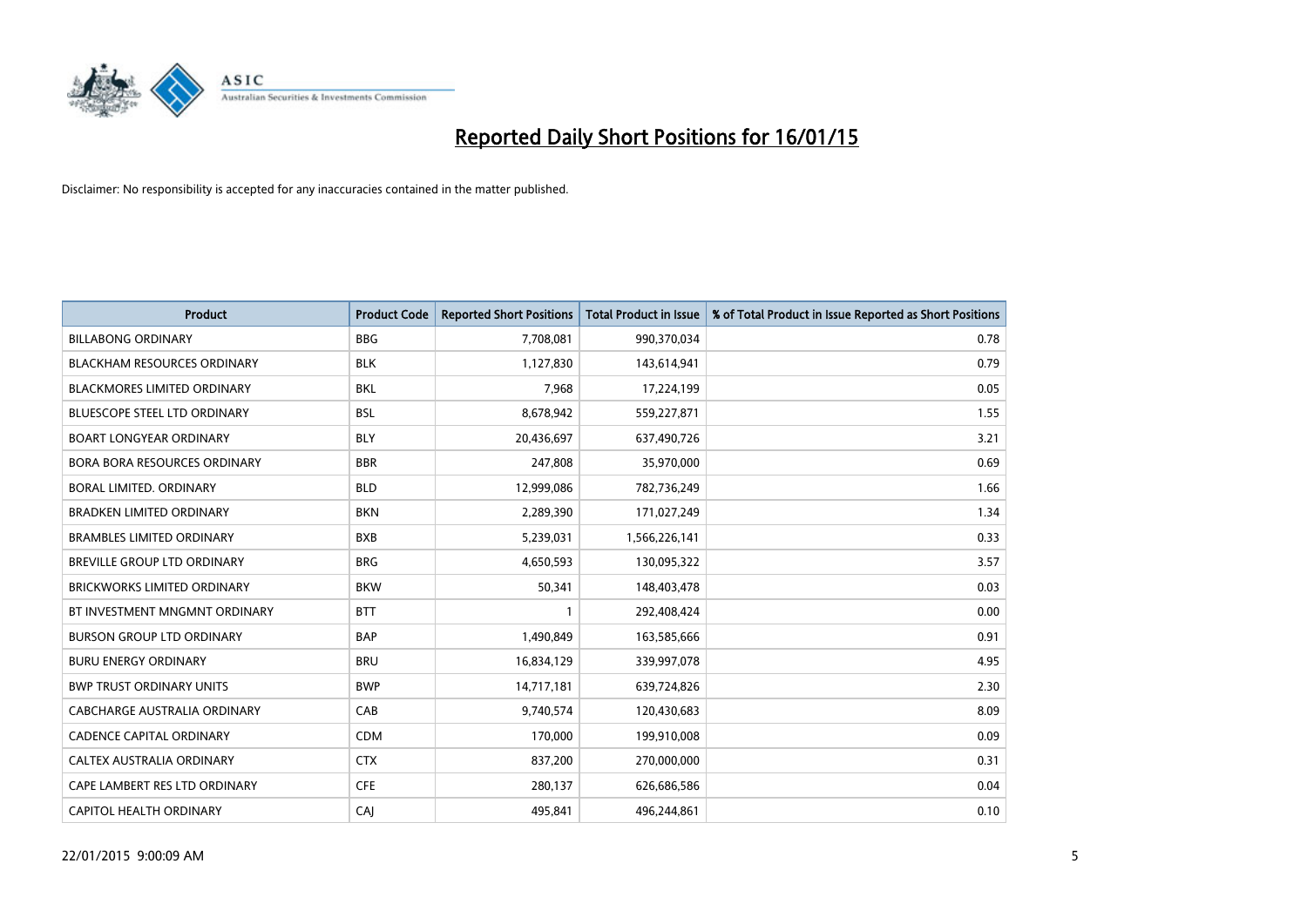# Reported Daily Short Positions for 16/01/15

Disclaimer: No responsibility is accepted for any inaccuracies contained in the matter published.

| Product | Product Code | Reported Short Positions | Total Product in Issue | % of Total Product in Issue Reported as Short Positions |
|---|---|---|---|---|
| BILLABONG ORDINARY | BBG | 7,708,081 | 990,370,034 | 0.78 |
| BLACKHAM RESOURCES ORDINARY | BLK | 1,127,830 | 143,614,941 | 0.79 |
| BLACKMORES LIMITED ORDINARY | BKL | 7,968 | 17,224,199 | 0.05 |
| BLUESCOPE STEEL LTD ORDINARY | BSL | 8,678,942 | 559,227,871 | 1.55 |
| BOART LONGYEAR ORDINARY | BLY | 20,436,697 | 637,490,726 | 3.21 |
| BORA BORA RESOURCES ORDINARY | BBR | 247,808 | 35,970,000 | 0.69 |
| BORAL LIMITED. ORDINARY | BLD | 12,999,086 | 782,736,249 | 1.66 |
| BRADKEN LIMITED ORDINARY | BKN | 2,289,390 | 171,027,249 | 1.34 |
| BRAMBLES LIMITED ORDINARY | BXB | 5,239,031 | 1,566,226,141 | 0.33 |
| BREVILLE GROUP LTD ORDINARY | BRG | 4,650,593 | 130,095,322 | 3.57 |
| BRICKWORKS LIMITED ORDINARY | BKW | 50,341 | 148,403,478 | 0.03 |
| BT INVESTMENT MNGMNT ORDINARY | BTT | 1 | 292,408,424 | 0.00 |
| BURSON GROUP LTD ORDINARY | BAP | 1,490,849 | 163,585,666 | 0.91 |
| BURU ENERGY ORDINARY | BRU | 16,834,129 | 339,997,078 | 4.95 |
| BWP TRUST ORDINARY UNITS | BWP | 14,717,181 | 639,724,826 | 2.30 |
| CABCHARGE AUSTRALIA ORDINARY | CAB | 9,740,574 | 120,430,683 | 8.09 |
| CADENCE CAPITAL ORDINARY | CDM | 170,000 | 199,910,008 | 0.09 |
| CALTEX AUSTRALIA ORDINARY | CTX | 837,200 | 270,000,000 | 0.31 |
| CAPE LAMBERT RES LTD ORDINARY | CFE | 280,137 | 626,686,586 | 0.04 |
| CAPITOL HEALTH ORDINARY | CAJ | 495,841 | 496,244,861 | 0.10 |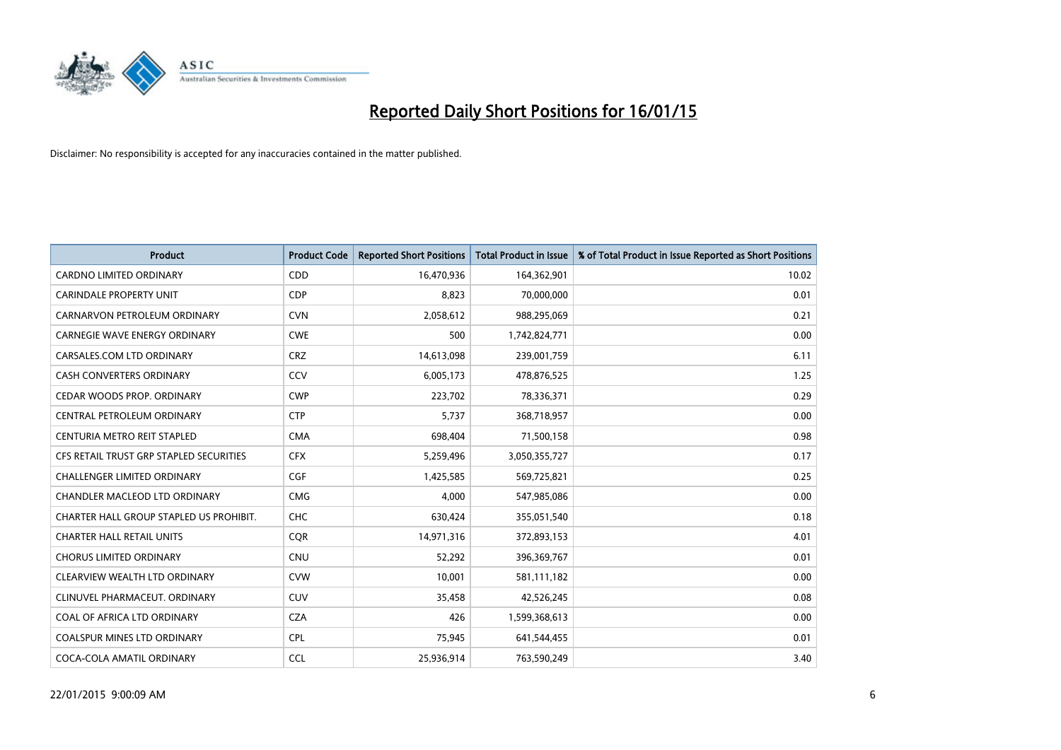# Reported Daily Short Positions for 16/01/15

Disclaimer: No responsibility is accepted for any inaccuracies contained in the matter published.

| Product | Product Code | Reported Short Positions | Total Product in Issue | % of Total Product in Issue Reported as Short Positions |
|---|---|---|---|---|
| CARDNO LIMITED ORDINARY | CDD | 16,470,936 | 164,362,901 | 10.02 |
| CARINDALE PROPERTY UNIT | CDP | 8,823 | 70,000,000 | 0.01 |
| CARNARVON PETROLEUM ORDINARY | CVN | 2,058,612 | 988,295,069 | 0.21 |
| CARNEGIE WAVE ENERGY ORDINARY | CWE | 500 | 1,742,824,771 | 0.00 |
| CARSALES.COM LTD ORDINARY | CRZ | 14,613,098 | 239,001,759 | 6.11 |
| CASH CONVERTERS ORDINARY | CCV | 6,005,173 | 478,876,525 | 1.25 |
| CEDAR WOODS PROP. ORDINARY | CWP | 223,702 | 78,336,371 | 0.29 |
| CENTRAL PETROLEUM ORDINARY | CTP | 5,737 | 368,718,957 | 0.00 |
| CENTURIA METRO REIT STAPLED | CMA | 698,404 | 71,500,158 | 0.98 |
| CFS RETAIL TRUST GRP STAPLED SECURITIES | CFX | 5,259,496 | 3,050,355,727 | 0.17 |
| CHALLENGER LIMITED ORDINARY | CGF | 1,425,585 | 569,725,821 | 0.25 |
| CHANDLER MACLEOD LTD ORDINARY | CMG | 4,000 | 547,985,086 | 0.00 |
| CHARTER HALL GROUP STAPLED US PROHIBIT. | CHC | 630,424 | 355,051,540 | 0.18 |
| CHARTER HALL RETAIL UNITS | CQR | 14,971,316 | 372,893,153 | 4.01 |
| CHORUS LIMITED ORDINARY | CNU | 52,292 | 396,369,767 | 0.01 |
| CLEARVIEW WEALTH LTD ORDINARY | CVW | 10,001 | 581,111,182 | 0.00 |
| CLINUVEL PHARMACEUT. ORDINARY | CUV | 35,458 | 42,526,245 | 0.08 |
| COAL OF AFRICA LTD ORDINARY | CZA | 426 | 1,599,368,613 | 0.00 |
| COALSPUR MINES LTD ORDINARY | CPL | 75,945 | 641,544,455 | 0.01 |
| COCA-COLA AMATIL ORDINARY | CCL | 25,936,914 | 763,590,249 | 3.40 |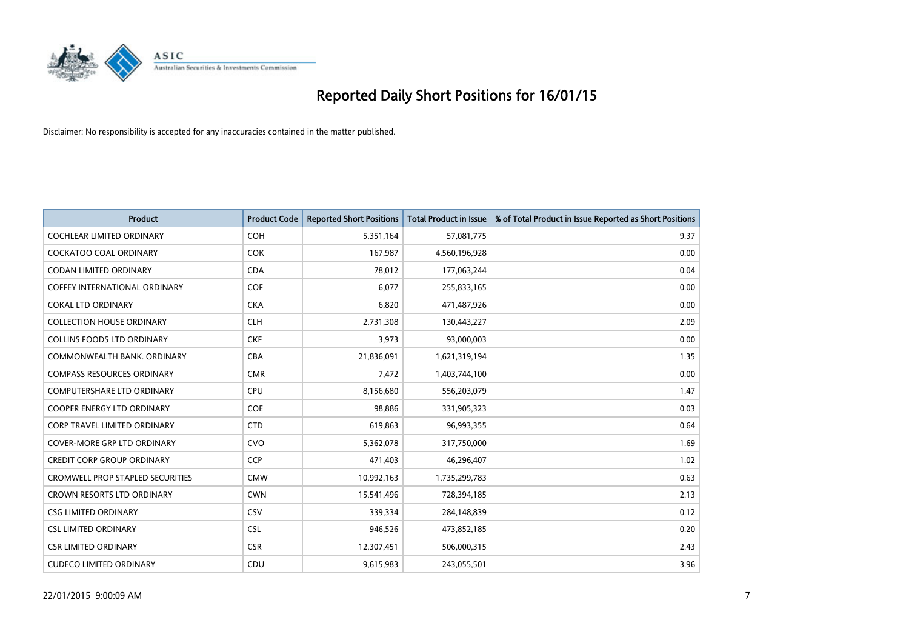# Reported Daily Short Positions for 16/01/15

Disclaimer: No responsibility is accepted for any inaccuracies contained in the matter published.

| Product | Product Code | Reported Short Positions | Total Product in Issue | % of Total Product in Issue Reported as Short Positions |
|---|---|---|---|---|
| COCHLEAR LIMITED ORDINARY | COH | 5,351,164 | 57,081,775 | 9.37 |
| COCKATOO COAL ORDINARY | COK | 167,987 | 4,560,196,928 | 0.00 |
| CODAN LIMITED ORDINARY | CDA | 78,012 | 177,063,244 | 0.04 |
| COFFEY INTERNATIONAL ORDINARY | COF | 6,077 | 255,833,165 | 0.00 |
| COKAL LTD ORDINARY | CKA | 6,820 | 471,487,926 | 0.00 |
| COLLECTION HOUSE ORDINARY | CLH | 2,731,308 | 130,443,227 | 2.09 |
| COLLINS FOODS LTD ORDINARY | CKF | 3,973 | 93,000,003 | 0.00 |
| COMMONWEALTH BANK. ORDINARY | CBA | 21,836,091 | 1,621,319,194 | 1.35 |
| COMPASS RESOURCES ORDINARY | CMR | 7,472 | 1,403,744,100 | 0.00 |
| COMPUTERSHARE LTD ORDINARY | CPU | 8,156,680 | 556,203,079 | 1.47 |
| COOPER ENERGY LTD ORDINARY | COE | 98,886 | 331,905,323 | 0.03 |
| CORP TRAVEL LIMITED ORDINARY | CTD | 619,863 | 96,993,355 | 0.64 |
| COVER-MORE GRP LTD ORDINARY | CVO | 5,362,078 | 317,750,000 | 1.69 |
| CREDIT CORP GROUP ORDINARY | CCP | 471,403 | 46,296,407 | 1.02 |
| CROMWELL PROP STAPLED SECURITIES | CMW | 10,992,163 | 1,735,299,783 | 0.63 |
| CROWN RESORTS LTD ORDINARY | CWN | 15,541,496 | 728,394,185 | 2.13 |
| CSG LIMITED ORDINARY | CSV | 339,334 | 284,148,839 | 0.12 |
| CSL LIMITED ORDINARY | CSL | 946,526 | 473,852,185 | 0.20 |
| CSR LIMITED ORDINARY | CSR | 12,307,451 | 506,000,315 | 2.43 |
| CUDECO LIMITED ORDINARY | CDU | 9,615,983 | 243,055,501 | 3.96 |

22/01/2015 9:00:09 AM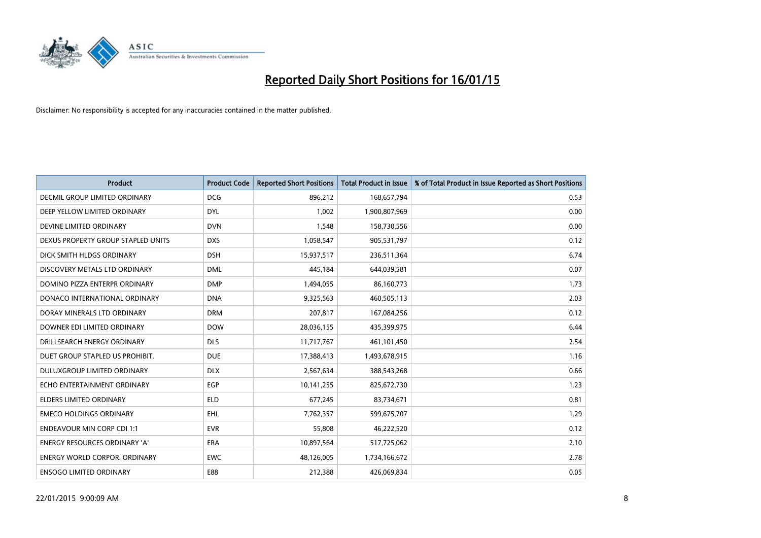# Reported Daily Short Positions for 16/01/15

Disclaimer: No responsibility is accepted for any inaccuracies contained in the matter published.

| Product | Product Code | Reported Short Positions | Total Product in Issue | % of Total Product in Issue Reported as Short Positions |
|---|---|---|---|---|
| DECMIL GROUP LIMITED ORDINARY | DCG | 896,212 | 168,657,794 | 0.53 |
| DEEP YELLOW LIMITED ORDINARY | DYL | 1,002 | 1,900,807,969 | 0.00 |
| DEVINE LIMITED ORDINARY | DVN | 1,548 | 158,730,556 | 0.00 |
| DEXUS PROPERTY GROUP STAPLED UNITS | DXS | 1,058,547 | 905,531,797 | 0.12 |
| DICK SMITH HLDGS ORDINARY | DSH | 15,937,517 | 236,511,364 | 6.74 |
| DISCOVERY METALS LTD ORDINARY | DML | 445,184 | 644,039,581 | 0.07 |
| DOMINO PIZZA ENTERPR ORDINARY | DMP | 1,494,055 | 86,160,773 | 1.73 |
| DONACO INTERNATIONAL ORDINARY | DNA | 9,325,563 | 460,505,113 | 2.03 |
| DORAY MINERALS LTD ORDINARY | DRM | 207,817 | 167,084,256 | 0.12 |
| DOWNER EDI LIMITED ORDINARY | DOW | 28,036,155 | 435,399,975 | 6.44 |
| DRILLSEARCH ENERGY ORDINARY | DLS | 11,717,767 | 461,101,450 | 2.54 |
| DUET GROUP STAPLED US PROHIBIT. | DUE | 17,388,413 | 1,493,678,915 | 1.16 |
| DULUXGROUP LIMITED ORDINARY | DLX | 2,567,634 | 388,543,268 | 0.66 |
| ECHO ENTERTAINMENT ORDINARY | EGP | 10,141,255 | 825,672,730 | 1.23 |
| ELDERS LIMITED ORDINARY | ELD | 677,245 | 83,734,671 | 0.81 |
| EMECO HOLDINGS ORDINARY | EHL | 7,762,357 | 599,675,707 | 1.29 |
| ENDEAVOUR MIN CORP CDI 1:1 | EVR | 55,808 | 46,222,520 | 0.12 |
| ENERGY RESOURCES ORDINARY 'A' | ERA | 10,897,564 | 517,725,062 | 2.10 |
| ENERGY WORLD CORPOR. ORDINARY | EWC | 48,126,005 | 1,734,166,672 | 2.78 |
| ENSOGO LIMITED ORDINARY | E88 | 212,388 | 426,069,834 | 0.05 |

22/01/2015 9:00:09 AM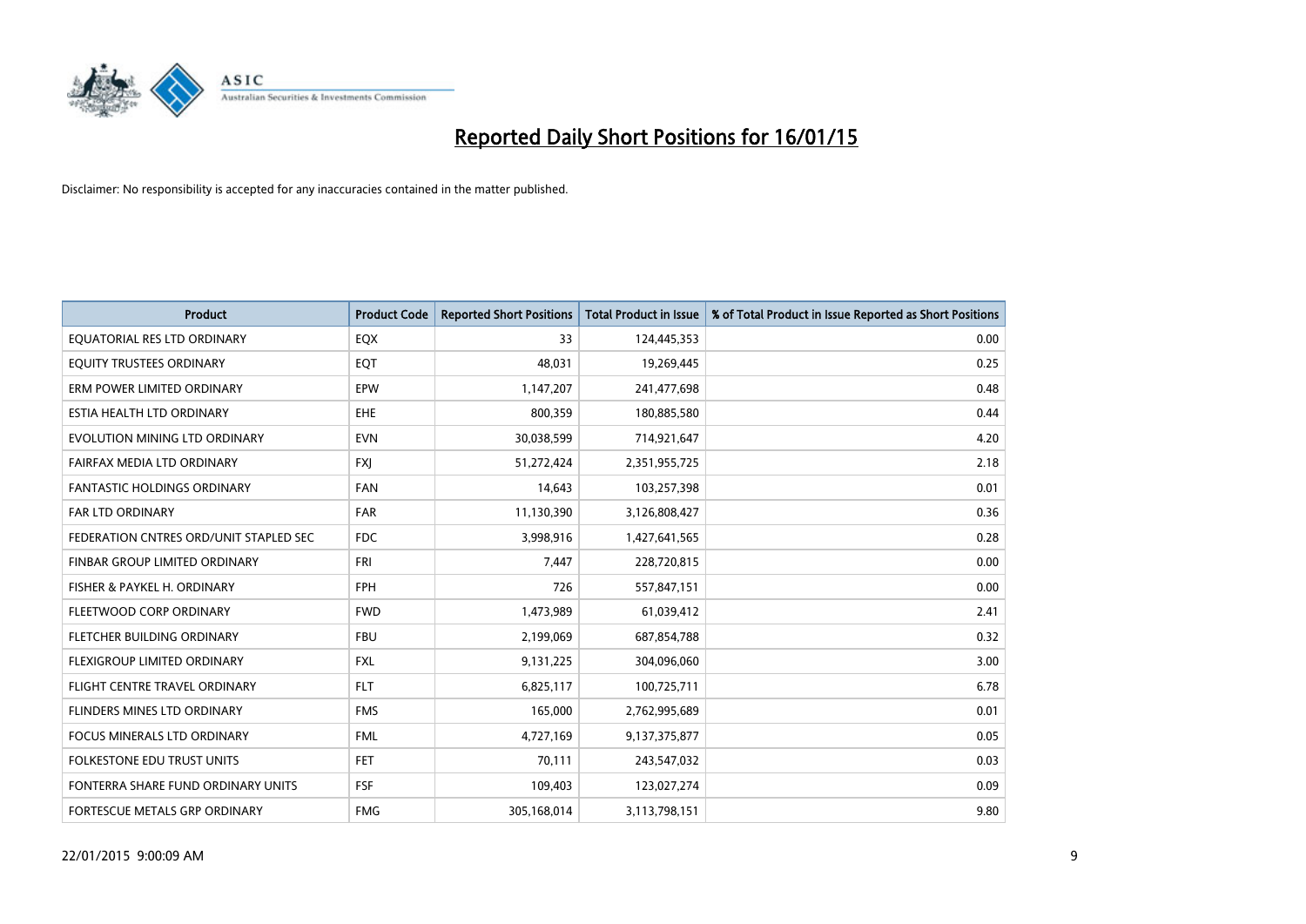# Reported Daily Short Positions for 16/01/15

Disclaimer: No responsibility is accepted for any inaccuracies contained in the matter published.

| Product | Product Code | Reported Short Positions | Total Product in Issue | % of Total Product in Issue Reported as Short Positions |
|---|---|---|---|---|
| EQUATORIAL RES LTD ORDINARY | EQX | 33 | 124,445,353 | 0.00 |
| EQUITY TRUSTEES ORDINARY | EQT | 48,031 | 19,269,445 | 0.25 |
| ERM POWER LIMITED ORDINARY | EPW | 1,147,207 | 241,477,698 | 0.48 |
| ESTIA HEALTH LTD ORDINARY | EHE | 800,359 | 180,885,580 | 0.44 |
| EVOLUTION MINING LTD ORDINARY | EVN | 30,038,599 | 714,921,647 | 4.20 |
| FAIRFAX MEDIA LTD ORDINARY | FXJ | 51,272,424 | 2,351,955,725 | 2.18 |
| FANTASTIC HOLDINGS ORDINARY | FAN | 14,643 | 103,257,398 | 0.01 |
| FAR LTD ORDINARY | FAR | 11,130,390 | 3,126,808,427 | 0.36 |
| FEDERATION CNTRES ORD/UNIT STAPLED SEC | FDC | 3,998,916 | 1,427,641,565 | 0.28 |
| FINBAR GROUP LIMITED ORDINARY | FRI | 7,447 | 228,720,815 | 0.00 |
| FISHER & PAYKEL H. ORDINARY | FPH | 726 | 557,847,151 | 0.00 |
| FLEETWOOD CORP ORDINARY | FWD | 1,473,989 | 61,039,412 | 2.41 |
| FLETCHER BUILDING ORDINARY | FBU | 2,199,069 | 687,854,788 | 0.32 |
| FLEXIGROUP LIMITED ORDINARY | FXL | 9,131,225 | 304,096,060 | 3.00 |
| FLIGHT CENTRE TRAVEL ORDINARY | FLT | 6,825,117 | 100,725,711 | 6.78 |
| FLINDERS MINES LTD ORDINARY | FMS | 165,000 | 2,762,995,689 | 0.01 |
| FOCUS MINERALS LTD ORDINARY | FML | 4,727,169 | 9,137,375,877 | 0.05 |
| FOLKESTONE EDU TRUST UNITS | FET | 70,111 | 243,547,032 | 0.03 |
| FONTERRA SHARE FUND ORDINARY UNITS | FSF | 109,403 | 123,027,274 | 0.09 |
| FORTESCUE METALS GRP ORDINARY | FMG | 305,168,014 | 3,113,798,151 | 9.80 |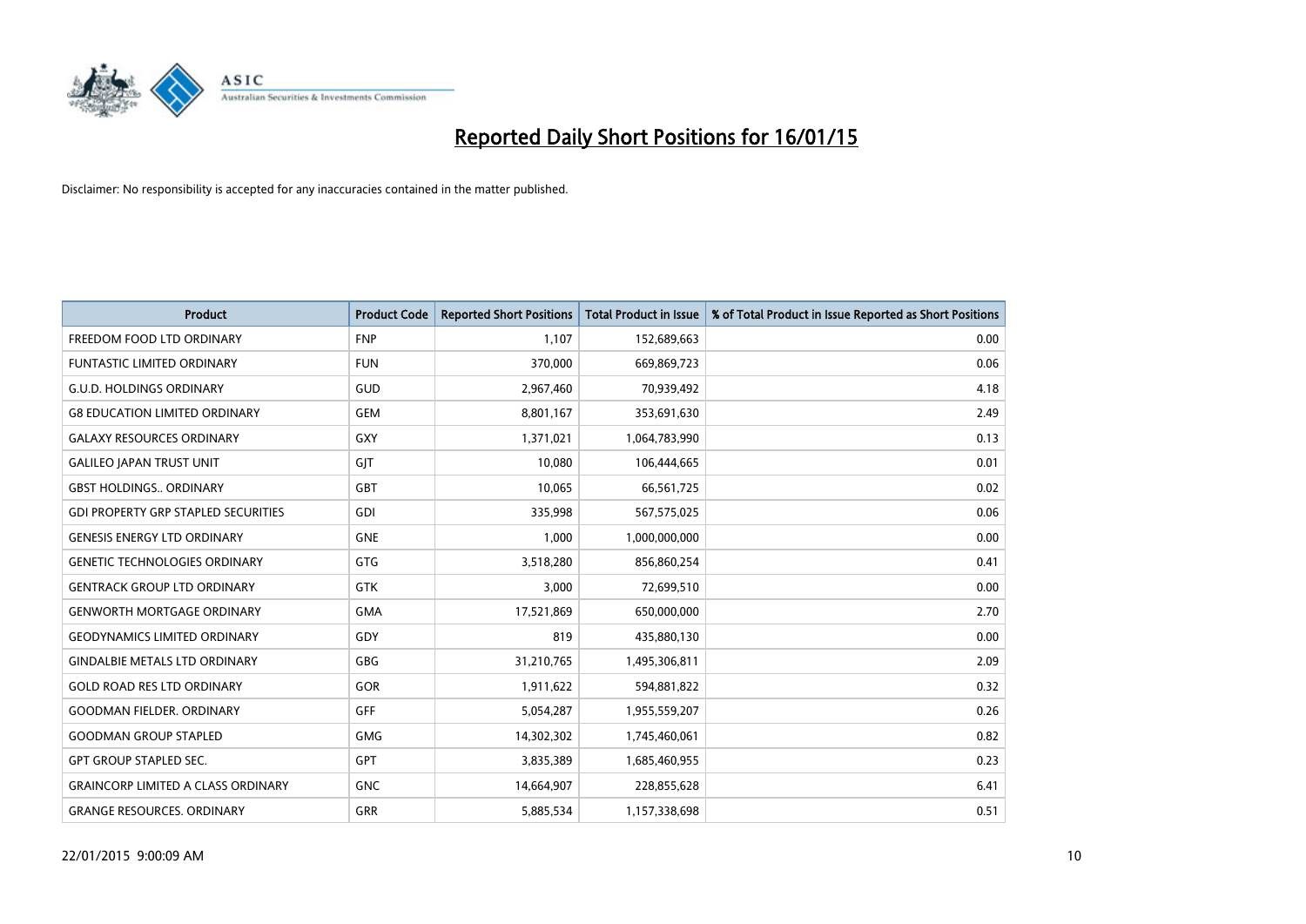# Reported Daily Short Positions for 16/01/15

Disclaimer: No responsibility is accepted for any inaccuracies contained in the matter published.

| Product | Product Code | Reported Short Positions | Total Product in Issue | % of Total Product in Issue Reported as Short Positions |
|---|---|---|---|---|
| FREEDOM FOOD LTD ORDINARY | FNP | 1,107 | 152,689,663 | 0.00 |
| FUNTASTIC LIMITED ORDINARY | FUN | 370,000 | 669,869,723 | 0.06 |
| G.U.D. HOLDINGS ORDINARY | GUD | 2,967,460 | 70,939,492 | 4.18 |
| G8 EDUCATION LIMITED ORDINARY | GEM | 8,801,167 | 353,691,630 | 2.49 |
| GALAXY RESOURCES ORDINARY | GXY | 1,371,021 | 1,064,783,990 | 0.13 |
| GALILEO JAPAN TRUST UNIT | GJT | 10,080 | 106,444,665 | 0.01 |
| GBST HOLDINGS.. ORDINARY | GBT | 10,065 | 66,561,725 | 0.02 |
| GDI PROPERTY GRP STAPLED SECURITIES | GDI | 335,998 | 567,575,025 | 0.06 |
| GENESIS ENERGY LTD ORDINARY | GNE | 1,000 | 1,000,000,000 | 0.00 |
| GENETIC TECHNOLOGIES ORDINARY | GTG | 3,518,280 | 856,860,254 | 0.41 |
| GENTRACK GROUP LTD ORDINARY | GTK | 3,000 | 72,699,510 | 0.00 |
| GENWORTH MORTGAGE ORDINARY | GMA | 17,521,869 | 650,000,000 | 2.70 |
| GEODYNAMICS LIMITED ORDINARY | GDY | 819 | 435,880,130 | 0.00 |
| GINDALBIE METALS LTD ORDINARY | GBG | 31,210,765 | 1,495,306,811 | 2.09 |
| GOLD ROAD RES LTD ORDINARY | GOR | 1,911,622 | 594,881,822 | 0.32 |
| GOODMAN FIELDER. ORDINARY | GFF | 5,054,287 | 1,955,559,207 | 0.26 |
| GOODMAN GROUP STAPLED | GMG | 14,302,302 | 1,745,460,061 | 0.82 |
| GPT GROUP STAPLED SEC. | GPT | 3,835,389 | 1,685,460,955 | 0.23 |
| GRAINCORP LIMITED A CLASS ORDINARY | GNC | 14,664,907 | 228,855,628 | 6.41 |
| GRANGE RESOURCES. ORDINARY | GRR | 5,885,534 | 1,157,338,698 | 0.51 |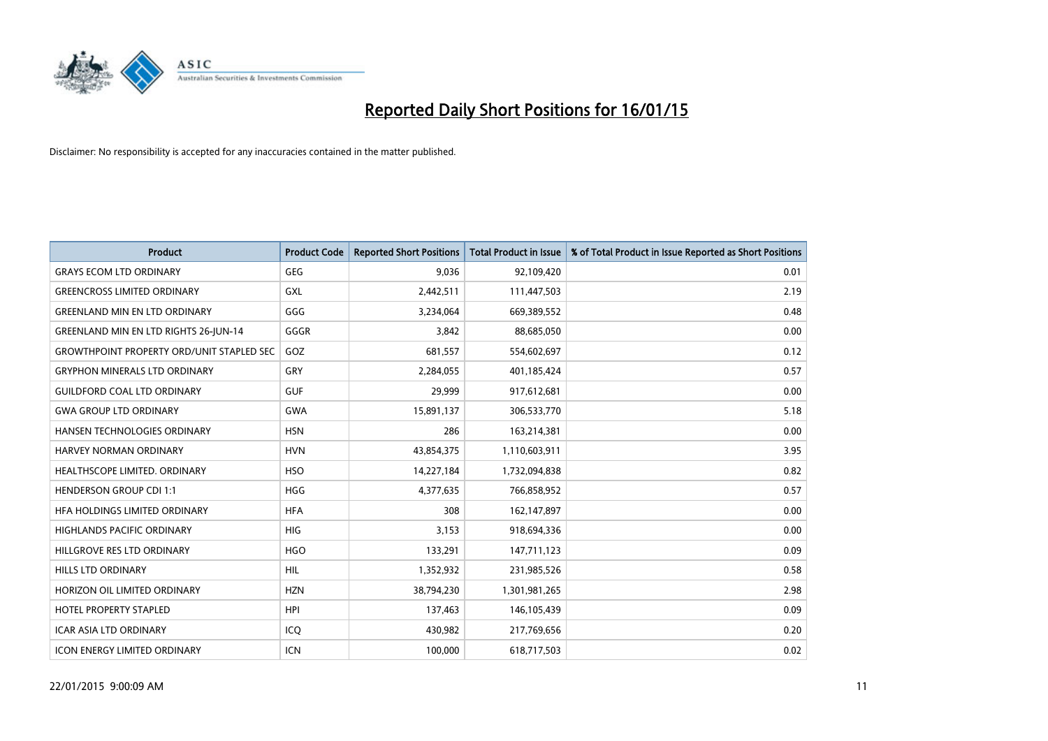# Reported Daily Short Positions for 16/01/15

Disclaimer: No responsibility is accepted for any inaccuracies contained in the matter published.

| Product | Product Code | Reported Short Positions | Total Product in Issue | % of Total Product in Issue Reported as Short Positions |
|---|---|---|---|---|
| GRAYS ECOM LTD ORDINARY | GEG | 9,036 | 92,109,420 | 0.01 |
| GREENCROSS LIMITED ORDINARY | GXL | 2,442,511 | 111,447,503 | 2.19 |
| GREENLAND MIN EN LTD ORDINARY | GGG | 3,234,064 | 669,389,552 | 0.48 |
| GREENLAND MIN EN LTD RIGHTS 26-JUN-14 | GGGR | 3,842 | 88,685,050 | 0.00 |
| GROWTHPOINT PROPERTY ORD/UNIT STAPLED SEC | GOZ | 681,557 | 554,602,697 | 0.12 |
| GRYPHON MINERALS LTD ORDINARY | GRY | 2,284,055 | 401,185,424 | 0.57 |
| GUILDFORD COAL LTD ORDINARY | GUF | 29,999 | 917,612,681 | 0.00 |
| GWA GROUP LTD ORDINARY | GWA | 15,891,137 | 306,533,770 | 5.18 |
| HANSEN TECHNOLOGIES ORDINARY | HSN | 286 | 163,214,381 | 0.00 |
| HARVEY NORMAN ORDINARY | HVN | 43,854,375 | 1,110,603,911 | 3.95 |
| HEALTHSCOPE LIMITED. ORDINARY | HSO | 14,227,184 | 1,732,094,838 | 0.82 |
| HENDERSON GROUP CDI 1:1 | HGG | 4,377,635 | 766,858,952 | 0.57 |
| HFA HOLDINGS LIMITED ORDINARY | HFA | 308 | 162,147,897 | 0.00 |
| HIGHLANDS PACIFIC ORDINARY | HIG | 3,153 | 918,694,336 | 0.00 |
| HILLGROVE RES LTD ORDINARY | HGO | 133,291 | 147,711,123 | 0.09 |
| HILLS LTD ORDINARY | HIL | 1,352,932 | 231,985,526 | 0.58 |
| HORIZON OIL LIMITED ORDINARY | HZN | 38,794,230 | 1,301,981,265 | 2.98 |
| HOTEL PROPERTY STAPLED | HPI | 137,463 | 146,105,439 | 0.09 |
| ICAR ASIA LTD ORDINARY | ICQ | 430,982 | 217,769,656 | 0.20 |
| ICON ENERGY LIMITED ORDINARY | ICN | 100,000 | 618,717,503 | 0.02 |

22/01/2015 9:00:09 AM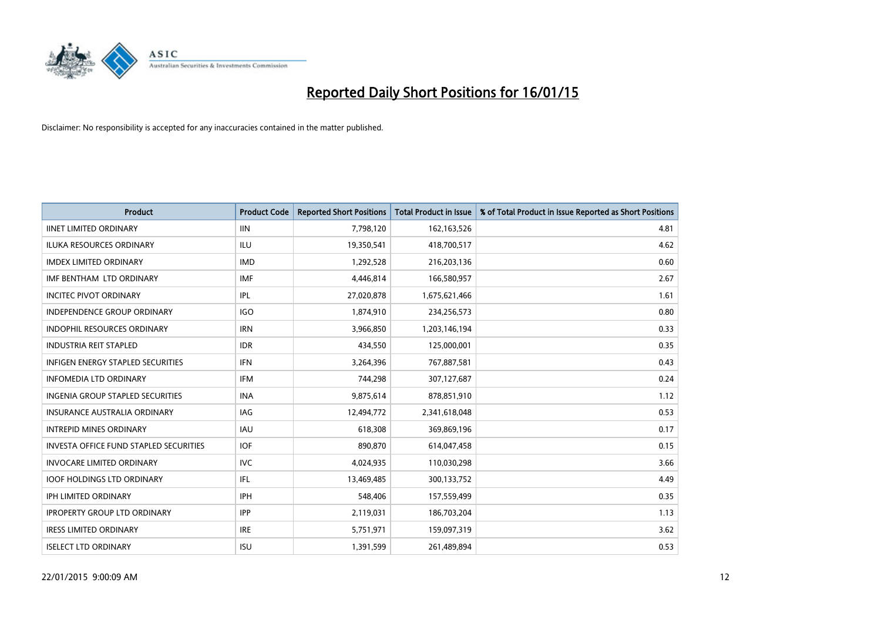# Reported Daily Short Positions for 16/01/15

Disclaimer: No responsibility is accepted for any inaccuracies contained in the matter published.

| Product | Product Code | Reported Short Positions | Total Product in Issue | % of Total Product in Issue Reported as Short Positions |
|---|---|---|---|---|
| IINET LIMITED ORDINARY | IIN | 7,798,120 | 162,163,526 | 4.81 |
| ILUKA RESOURCES ORDINARY | ILU | 19,350,541 | 418,700,517 | 4.62 |
| IMDEX LIMITED ORDINARY | IMD | 1,292,528 | 216,203,136 | 0.60 |
| IMF BENTHAM LTD ORDINARY | IMF | 4,446,814 | 166,580,957 | 2.67 |
| INCITEC PIVOT ORDINARY | IPL | 27,020,878 | 1,675,621,466 | 1.61 |
| INDEPENDENCE GROUP ORDINARY | IGO | 1,874,910 | 234,256,573 | 0.80 |
| INDOPHIL RESOURCES ORDINARY | IRN | 3,966,850 | 1,203,146,194 | 0.33 |
| INDUSTRIA REIT STAPLED | IDR | 434,550 | 125,000,001 | 0.35 |
| INFIGEN ENERGY STAPLED SECURITIES | IFN | 3,264,396 | 767,887,581 | 0.43 |
| INFOMEDIA LTD ORDINARY | IFM | 744,298 | 307,127,687 | 0.24 |
| INGENIA GROUP STAPLED SECURITIES | INA | 9,875,614 | 878,851,910 | 1.12 |
| INSURANCE AUSTRALIA ORDINARY | IAG | 12,494,772 | 2,341,618,048 | 0.53 |
| INTREPID MINES ORDINARY | IAU | 618,308 | 369,869,196 | 0.17 |
| INVESTA OFFICE FUND STAPLED SECURITIES | IOF | 890,870 | 614,047,458 | 0.15 |
| INVOCARE LIMITED ORDINARY | IVC | 4,024,935 | 110,030,298 | 3.66 |
| IOOF HOLDINGS LTD ORDINARY | IFL | 13,469,485 | 300,133,752 | 4.49 |
| IPH LIMITED ORDINARY | IPH | 548,406 | 157,559,499 | 0.35 |
| IPROPERTY GROUP LTD ORDINARY | IPP | 2,119,031 | 186,703,204 | 1.13 |
| IRESS LIMITED ORDINARY | IRE | 5,751,971 | 159,097,319 | 3.62 |
| ISELECT LTD ORDINARY | ISU | 1,391,599 | 261,489,894 | 0.53 |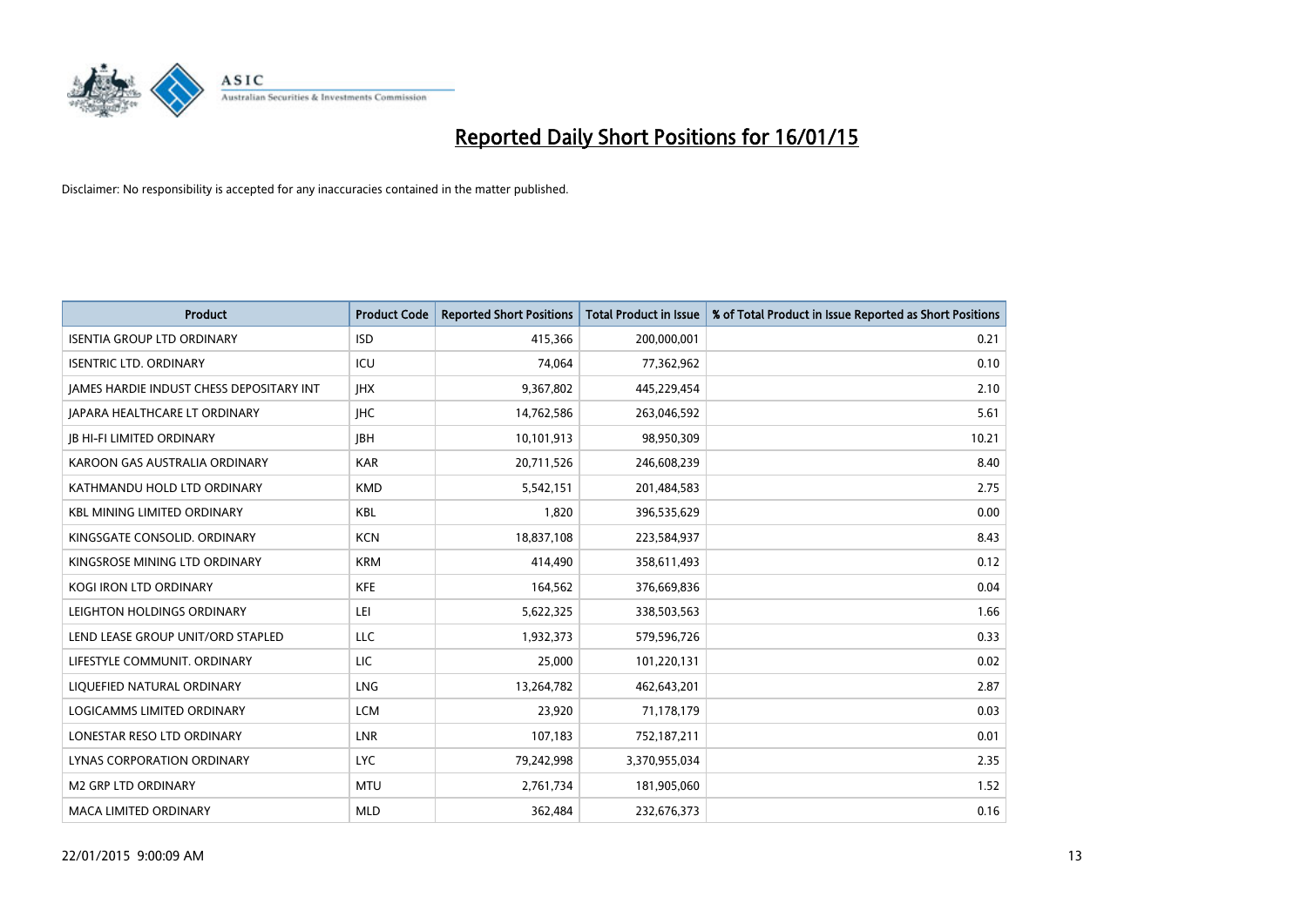# Reported Daily Short Positions for 16/01/15

Disclaimer: No responsibility is accepted for any inaccuracies contained in the matter published.

| Product | Product Code | Reported Short Positions | Total Product in Issue | % of Total Product in Issue Reported as Short Positions |
|---|---|---|---|---|
| ISENTIA GROUP LTD ORDINARY | ISD | 415,366 | 200,000,001 | 0.21 |
| ISENTRIC LTD. ORDINARY | ICU | 74,064 | 77,362,962 | 0.10 |
| JAMES HARDIE INDUST CHESS DEPOSITARY INT | JHX | 9,367,802 | 445,229,454 | 2.10 |
| JAPARA HEALTHCARE LT ORDINARY | JHC | 14,762,586 | 263,046,592 | 5.61 |
| JB HI-FI LIMITED ORDINARY | JBH | 10,101,913 | 98,950,309 | 10.21 |
| KAROON GAS AUSTRALIA ORDINARY | KAR | 20,711,526 | 246,608,239 | 8.40 |
| KATHMANDU HOLD LTD ORDINARY | KMD | 5,542,151 | 201,484,583 | 2.75 |
| KBL MINING LIMITED ORDINARY | KBL | 1,820 | 396,535,629 | 0.00 |
| KINGSGATE CONSOLID. ORDINARY | KCN | 18,837,108 | 223,584,937 | 8.43 |
| KINGSROSE MINING LTD ORDINARY | KRM | 414,490 | 358,611,493 | 0.12 |
| KOGI IRON LTD ORDINARY | KFE | 164,562 | 376,669,836 | 0.04 |
| LEIGHTON HOLDINGS ORDINARY | LEI | 5,622,325 | 338,503,563 | 1.66 |
| LEND LEASE GROUP UNIT/ORD STAPLED | LLC | 1,932,373 | 579,596,726 | 0.33 |
| LIFESTYLE COMMUNIT. ORDINARY | LIC | 25,000 | 101,220,131 | 0.02 |
| LIQUEFIED NATURAL ORDINARY | LNG | 13,264,782 | 462,643,201 | 2.87 |
| LOGICAMMS LIMITED ORDINARY | LCM | 23,920 | 71,178,179 | 0.03 |
| LONESTAR RESO LTD ORDINARY | LNR | 107,183 | 752,187,211 | 0.01 |
| LYNAS CORPORATION ORDINARY | LYC | 79,242,998 | 3,370,955,034 | 2.35 |
| M2 GRP LTD ORDINARY | MTU | 2,761,734 | 181,905,060 | 1.52 |
| MACA LIMITED ORDINARY | MLD | 362,484 | 232,676,373 | 0.16 |

22/01/2015 9:00:09 AM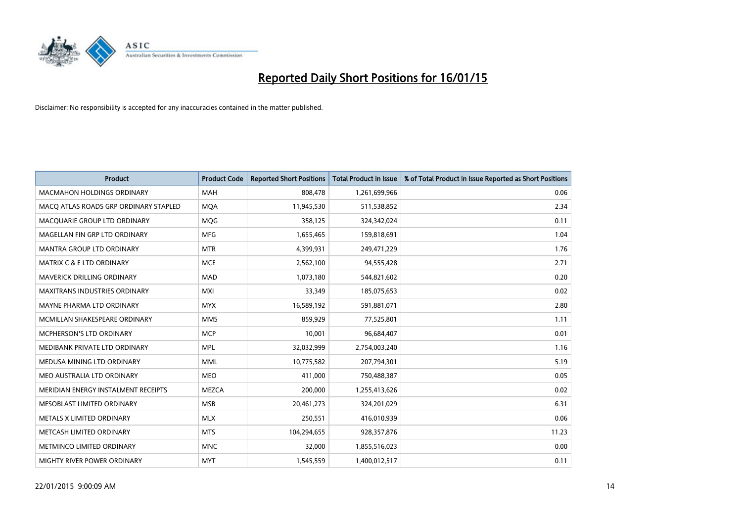# Reported Daily Short Positions for 16/01/15

Disclaimer: No responsibility is accepted for any inaccuracies contained in the matter published.

| Product | Product Code | Reported Short Positions | Total Product in Issue | % of Total Product in Issue Reported as Short Positions |
|---|---|---|---|---|
| MACMAHON HOLDINGS ORDINARY | MAH | 808,478 | 1,261,699,966 | 0.06 |
| MACQ ATLAS ROADS GRP ORDINARY STAPLED | MQA | 11,945,530 | 511,538,852 | 2.34 |
| MACQUARIE GROUP LTD ORDINARY | MQG | 358,125 | 324,342,024 | 0.11 |
| MAGELLAN FIN GRP LTD ORDINARY | MFG | 1,655,465 | 159,818,691 | 1.04 |
| MANTRA GROUP LTD ORDINARY | MTR | 4,399,931 | 249,471,229 | 1.76 |
| MATRIX C & E LTD ORDINARY | MCE | 2,562,100 | 94,555,428 | 2.71 |
| MAVERICK DRILLING ORDINARY | MAD | 1,073,180 | 544,821,602 | 0.20 |
| MAXITRANS INDUSTRIES ORDINARY | MXI | 33,349 | 185,075,653 | 0.02 |
| MAYNE PHARMA LTD ORDINARY | MYX | 16,589,192 | 591,881,071 | 2.80 |
| MCMILLAN SHAKESPEARE ORDINARY | MMS | 859,929 | 77,525,801 | 1.11 |
| MCPHERSON'S LTD ORDINARY | MCP | 10,001 | 96,684,407 | 0.01 |
| MEDIBANK PRIVATE LTD ORDINARY | MPL | 32,032,999 | 2,754,003,240 | 1.16 |
| MEDUSA MINING LTD ORDINARY | MML | 10,775,582 | 207,794,301 | 5.19 |
| MEO AUSTRALIA LTD ORDINARY | MEO | 411,000 | 750,488,387 | 0.05 |
| MERIDIAN ENERGY INSTALMENT RECEIPTS | MEZCA | 200,000 | 1,255,413,626 | 0.02 |
| MESOBLAST LIMITED ORDINARY | MSB | 20,461,273 | 324,201,029 | 6.31 |
| METALS X LIMITED ORDINARY | MLX | 250,551 | 416,010,939 | 0.06 |
| METCASH LIMITED ORDINARY | MTS | 104,294,655 | 928,357,876 | 11.23 |
| METMINCO LIMITED ORDINARY | MNC | 32,000 | 1,855,516,023 | 0.00 |
| MIGHTY RIVER POWER ORDINARY | MYT | 1,545,559 | 1,400,012,517 | 0.11 |

22/01/2015 9:00:09 AM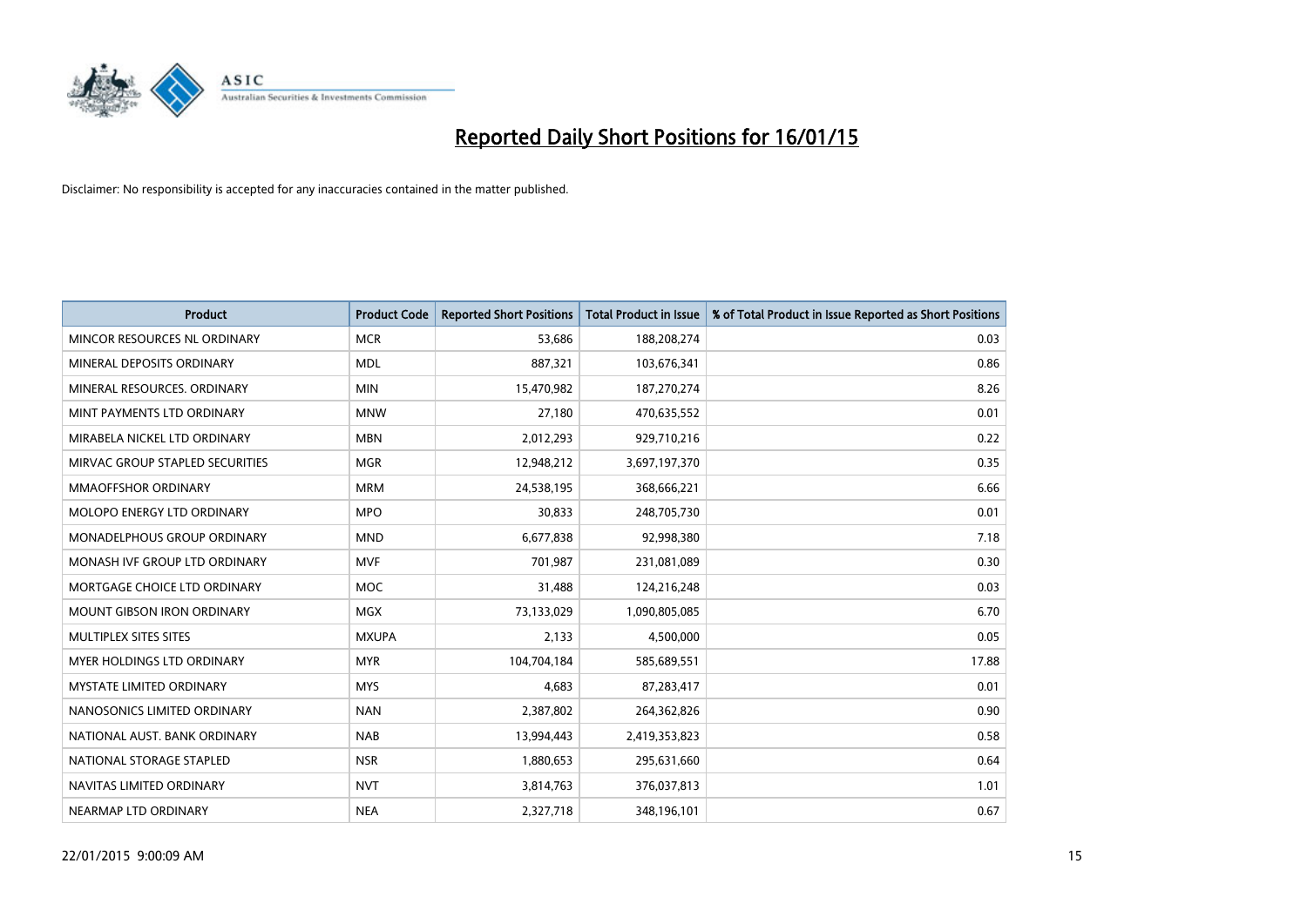# Reported Daily Short Positions for 16/01/15

Disclaimer: No responsibility is accepted for any inaccuracies contained in the matter published.

| Product | Product Code | Reported Short Positions | Total Product in Issue | % of Total Product in Issue Reported as Short Positions |
|---|---|---|---|---|
| MINCOR RESOURCES NL ORDINARY | MCR | 53,686 | 188,208,274 | 0.03 |
| MINERAL DEPOSITS ORDINARY | MDL | 887,321 | 103,676,341 | 0.86 |
| MINERAL RESOURCES. ORDINARY | MIN | 15,470,982 | 187,270,274 | 8.26 |
| MINT PAYMENTS LTD ORDINARY | MNW | 27,180 | 470,635,552 | 0.01 |
| MIRABELA NICKEL LTD ORDINARY | MBN | 2,012,293 | 929,710,216 | 0.22 |
| MIRVAC GROUP STAPLED SECURITIES | MGR | 12,948,212 | 3,697,197,370 | 0.35 |
| MMAOFFSHOR ORDINARY | MRM | 24,538,195 | 368,666,221 | 6.66 |
| MOLOPO ENERGY LTD ORDINARY | MPO | 30,833 | 248,705,730 | 0.01 |
| MONADELPHOUS GROUP ORDINARY | MND | 6,677,838 | 92,998,380 | 7.18 |
| MONASH IVF GROUP LTD ORDINARY | MVF | 701,987 | 231,081,089 | 0.30 |
| MORTGAGE CHOICE LTD ORDINARY | MOC | 31,488 | 124,216,248 | 0.03 |
| MOUNT GIBSON IRON ORDINARY | MGX | 73,133,029 | 1,090,805,085 | 6.70 |
| MULTIPLEX SITES SITES | MXUPA | 2,133 | 4,500,000 | 0.05 |
| MYER HOLDINGS LTD ORDINARY | MYR | 104,704,184 | 585,689,551 | 17.88 |
| MYSTATE LIMITED ORDINARY | MYS | 4,683 | 87,283,417 | 0.01 |
| NANOSONICS LIMITED ORDINARY | NAN | 2,387,802 | 264,362,826 | 0.90 |
| NATIONAL AUST. BANK ORDINARY | NAB | 13,994,443 | 2,419,353,823 | 0.58 |
| NATIONAL STORAGE STAPLED | NSR | 1,880,653 | 295,631,660 | 0.64 |
| NAVITAS LIMITED ORDINARY | NVT | 3,814,763 | 376,037,813 | 1.01 |
| NEARMAP LTD ORDINARY | NEA | 2,327,718 | 348,196,101 | 0.67 |

22/01/2015 9:00:09 AM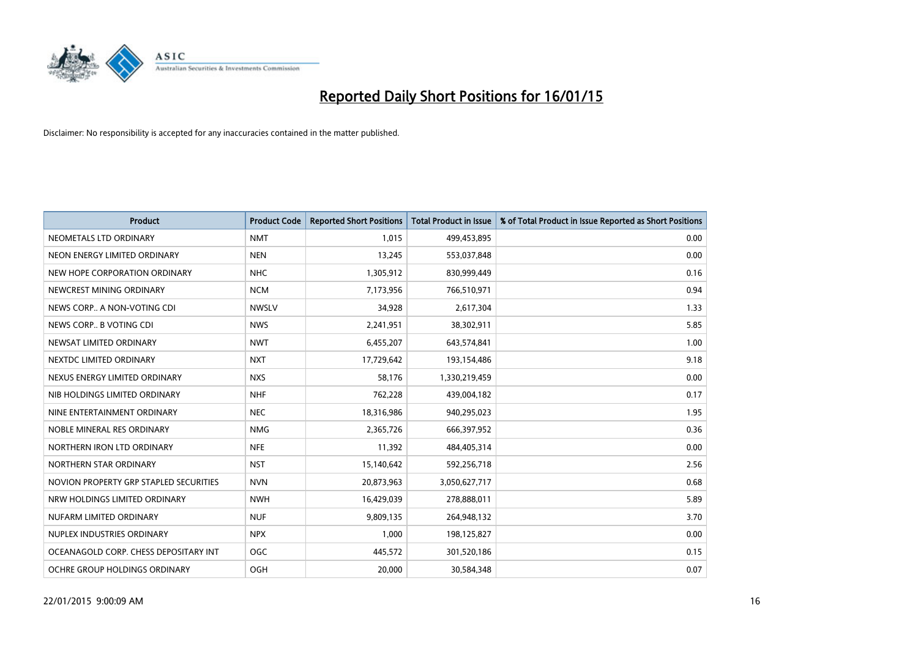# Reported Daily Short Positions for 16/01/15

Disclaimer: No responsibility is accepted for any inaccuracies contained in the matter published.

| Product | Product Code | Reported Short Positions | Total Product in Issue | % of Total Product in Issue Reported as Short Positions |
|---|---|---|---|---|
| NEOMETALS LTD ORDINARY | NMT | 1,015 | 499,453,895 | 0.00 |
| NEON ENERGY LIMITED ORDINARY | NEN | 13,245 | 553,037,848 | 0.00 |
| NEW HOPE CORPORATION ORDINARY | NHC | 1,305,912 | 830,999,449 | 0.16 |
| NEWCREST MINING ORDINARY | NCM | 7,173,956 | 766,510,971 | 0.94 |
| NEWS CORP.. A NON-VOTING CDI | NWSLV | 34,928 | 2,617,304 | 1.33 |
| NEWS CORP.. B VOTING CDI | NWS | 2,241,951 | 38,302,911 | 5.85 |
| NEWSAT LIMITED ORDINARY | NWT | 6,455,207 | 643,574,841 | 1.00 |
| NEXTDC LIMITED ORDINARY | NXT | 17,729,642 | 193,154,486 | 9.18 |
| NEXUS ENERGY LIMITED ORDINARY | NXS | 58,176 | 1,330,219,459 | 0.00 |
| NIB HOLDINGS LIMITED ORDINARY | NHF | 762,228 | 439,004,182 | 0.17 |
| NINE ENTERTAINMENT ORDINARY | NEC | 18,316,986 | 940,295,023 | 1.95 |
| NOBLE MINERAL RES ORDINARY | NMG | 2,365,726 | 666,397,952 | 0.36 |
| NORTHERN IRON LTD ORDINARY | NFE | 11,392 | 484,405,314 | 0.00 |
| NORTHERN STAR ORDINARY | NST | 15,140,642 | 592,256,718 | 2.56 |
| NOVION PROPERTY GRP STAPLED SECURITIES | NVN | 20,873,963 | 3,050,627,717 | 0.68 |
| NRW HOLDINGS LIMITED ORDINARY | NWH | 16,429,039 | 278,888,011 | 5.89 |
| NUFARM LIMITED ORDINARY | NUF | 9,809,135 | 264,948,132 | 3.70 |
| NUPLEX INDUSTRIES ORDINARY | NPX | 1,000 | 198,125,827 | 0.00 |
| OCEANAGOLD CORP. CHESS DEPOSITARY INT | OGC | 445,572 | 301,520,186 | 0.15 |
| OCHRE GROUP HOLDINGS ORDINARY | OGH | 20,000 | 30,584,348 | 0.07 |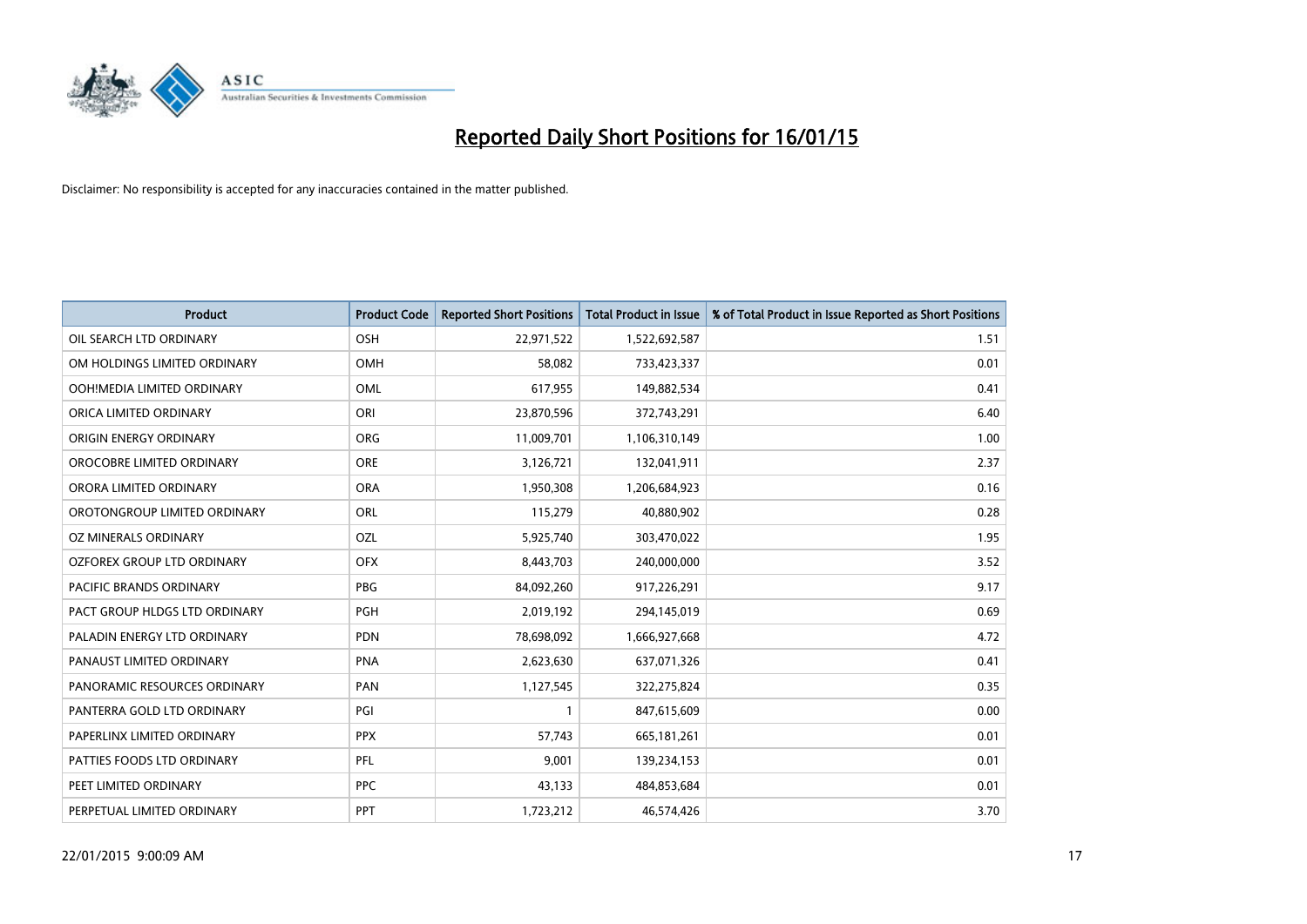# Reported Daily Short Positions for 16/01/15

Disclaimer: No responsibility is accepted for any inaccuracies contained in the matter published.

| Product | Product Code | Reported Short Positions | Total Product in Issue | % of Total Product in Issue Reported as Short Positions |
|---|---|---|---|---|
| OIL SEARCH LTD ORDINARY | OSH | 22,971,522 | 1,522,692,587 | 1.51 |
| OM HOLDINGS LIMITED ORDINARY | OMH | 58,082 | 733,423,337 | 0.01 |
| OOH!MEDIA LIMITED ORDINARY | OML | 617,955 | 149,882,534 | 0.41 |
| ORICA LIMITED ORDINARY | ORI | 23,870,596 | 372,743,291 | 6.40 |
| ORIGIN ENERGY ORDINARY | ORG | 11,009,701 | 1,106,310,149 | 1.00 |
| OROCOBRE LIMITED ORDINARY | ORE | 3,126,721 | 132,041,911 | 2.37 |
| ORORA LIMITED ORDINARY | ORA | 1,950,308 | 1,206,684,923 | 0.16 |
| OROTONGROUP LIMITED ORDINARY | ORL | 115,279 | 40,880,902 | 0.28 |
| OZ MINERALS ORDINARY | OZL | 5,925,740 | 303,470,022 | 1.95 |
| OZFOREX GROUP LTD ORDINARY | OFX | 8,443,703 | 240,000,000 | 3.52 |
| PACIFIC BRANDS ORDINARY | PBG | 84,092,260 | 917,226,291 | 9.17 |
| PACT GROUP HLDGS LTD ORDINARY | PGH | 2,019,192 | 294,145,019 | 0.69 |
| PALADIN ENERGY LTD ORDINARY | PDN | 78,698,092 | 1,666,927,668 | 4.72 |
| PANAUST LIMITED ORDINARY | PNA | 2,623,630 | 637,071,326 | 0.41 |
| PANORAMIC RESOURCES ORDINARY | PAN | 1,127,545 | 322,275,824 | 0.35 |
| PANTERRA GOLD LTD ORDINARY | PGI | 1 | 847,615,609 | 0.00 |
| PAPERLINX LIMITED ORDINARY | PPX | 57,743 | 665,181,261 | 0.01 |
| PATTIES FOODS LTD ORDINARY | PFL | 9,001 | 139,234,153 | 0.01 |
| PEET LIMITED ORDINARY | PPC | 43,133 | 484,853,684 | 0.01 |
| PERPETUAL LIMITED ORDINARY | PPT | 1,723,212 | 46,574,426 | 3.70 |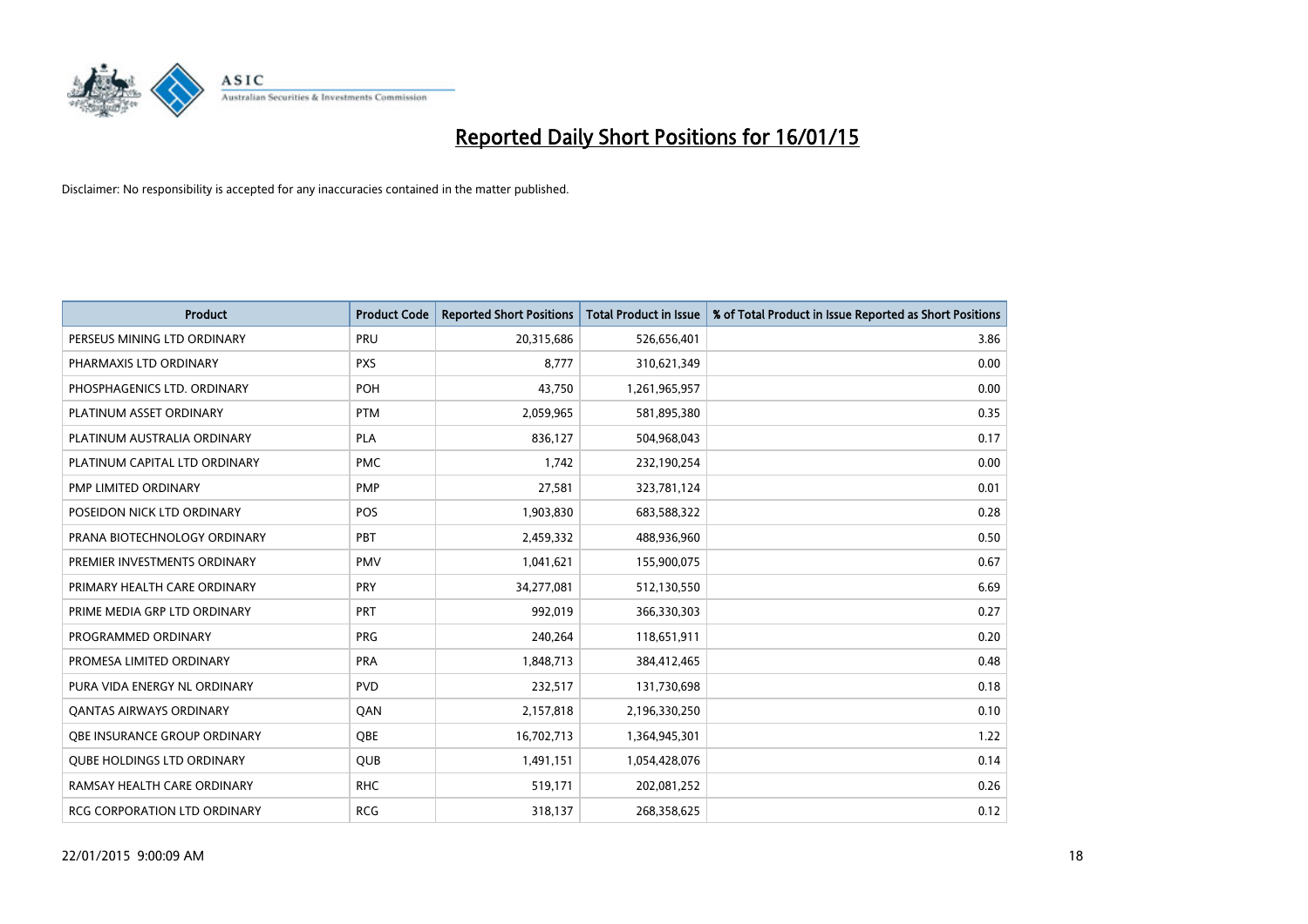# Reported Daily Short Positions for 16/01/15

Disclaimer: No responsibility is accepted for any inaccuracies contained in the matter published.

| Product | Product Code | Reported Short Positions | Total Product in Issue | % of Total Product in Issue Reported as Short Positions |
|---|---|---|---|---|
| PERSEUS MINING LTD ORDINARY | PRU | 20,315,686 | 526,656,401 | 3.86 |
| PHARMAXIS LTD ORDINARY | PXS | 8,777 | 310,621,349 | 0.00 |
| PHOSPHAGENICS LTD. ORDINARY | POH | 43,750 | 1,261,965,957 | 0.00 |
| PLATINUM ASSET ORDINARY | PTM | 2,059,965 | 581,895,380 | 0.35 |
| PLATINUM AUSTRALIA ORDINARY | PLA | 836,127 | 504,968,043 | 0.17 |
| PLATINUM CAPITAL LTD ORDINARY | PMC | 1,742 | 232,190,254 | 0.00 |
| PMP LIMITED ORDINARY | PMP | 27,581 | 323,781,124 | 0.01 |
| POSEIDON NICK LTD ORDINARY | POS | 1,903,830 | 683,588,322 | 0.28 |
| PRANA BIOTECHNOLOGY ORDINARY | PBT | 2,459,332 | 488,936,960 | 0.50 |
| PREMIER INVESTMENTS ORDINARY | PMV | 1,041,621 | 155,900,075 | 0.67 |
| PRIMARY HEALTH CARE ORDINARY | PRY | 34,277,081 | 512,130,550 | 6.69 |
| PRIME MEDIA GRP LTD ORDINARY | PRT | 992,019 | 366,330,303 | 0.27 |
| PROGRAMMED ORDINARY | PRG | 240,264 | 118,651,911 | 0.20 |
| PROMESA LIMITED ORDINARY | PRA | 1,848,713 | 384,412,465 | 0.48 |
| PURA VIDA ENERGY NL ORDINARY | PVD | 232,517 | 131,730,698 | 0.18 |
| QANTAS AIRWAYS ORDINARY | QAN | 2,157,818 | 2,196,330,250 | 0.10 |
| QBE INSURANCE GROUP ORDINARY | QBE | 16,702,713 | 1,364,945,301 | 1.22 |
| QUBE HOLDINGS LTD ORDINARY | QUB | 1,491,151 | 1,054,428,076 | 0.14 |
| RAMSAY HEALTH CARE ORDINARY | RHC | 519,171 | 202,081,252 | 0.26 |
| RCG CORPORATION LTD ORDINARY | RCG | 318,137 | 268,358,625 | 0.12 |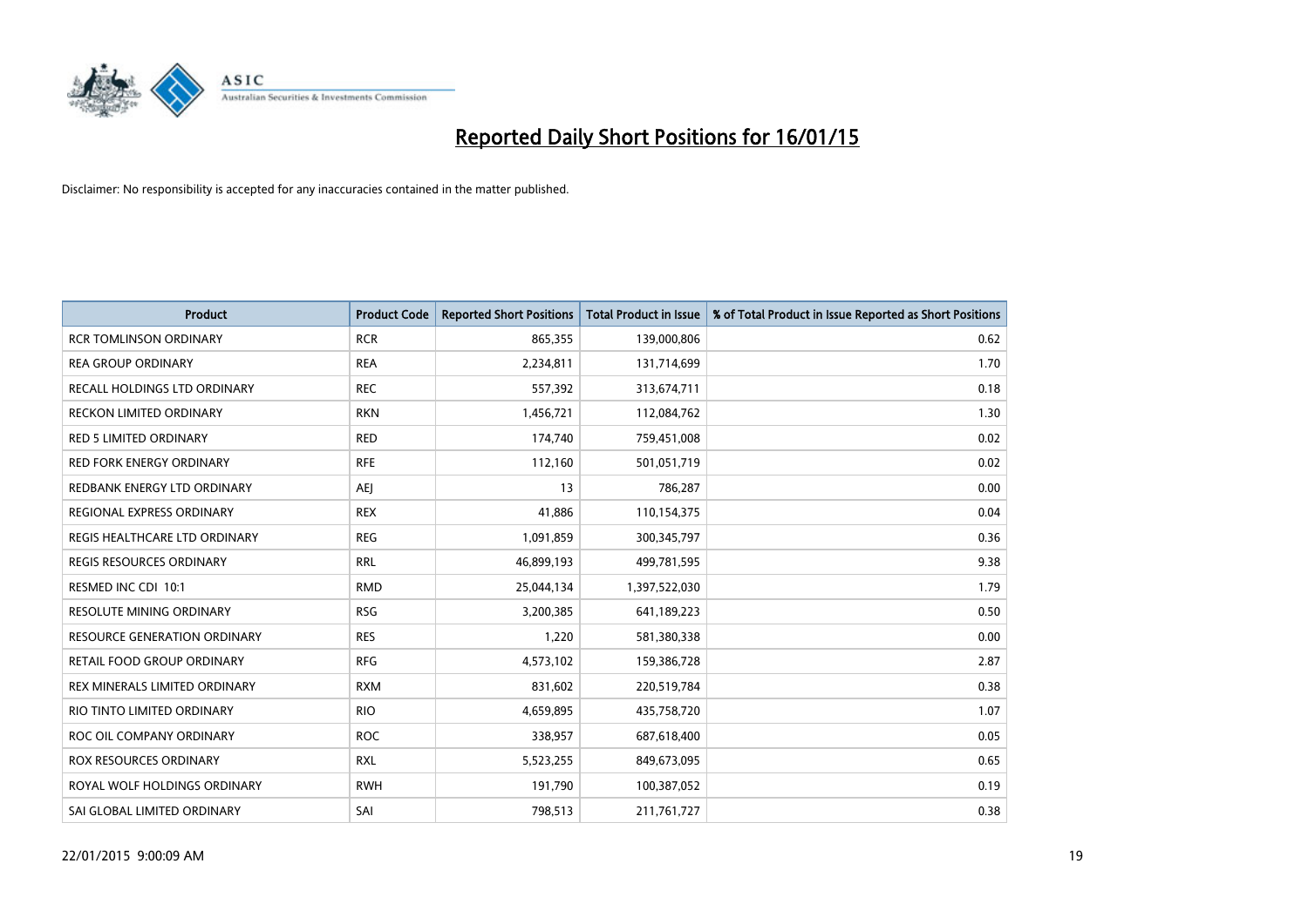# Reported Daily Short Positions for 16/01/15

Disclaimer: No responsibility is accepted for any inaccuracies contained in the matter published.

| Product | Product Code | Reported Short Positions | Total Product in Issue | % of Total Product in Issue Reported as Short Positions |
|---|---|---|---|---|
| RCR TOMLINSON ORDINARY | RCR | 865,355 | 139,000,806 | 0.62 |
| REA GROUP ORDINARY | REA | 2,234,811 | 131,714,699 | 1.70 |
| RECALL HOLDINGS LTD ORDINARY | REC | 557,392 | 313,674,711 | 0.18 |
| RECKON LIMITED ORDINARY | RKN | 1,456,721 | 112,084,762 | 1.30 |
| RED 5 LIMITED ORDINARY | RED | 174,740 | 759,451,008 | 0.02 |
| RED FORK ENERGY ORDINARY | RFE | 112,160 | 501,051,719 | 0.02 |
| REDBANK ENERGY LTD ORDINARY | AEJ | 13 | 786,287 | 0.00 |
| REGIONAL EXPRESS ORDINARY | REX | 41,886 | 110,154,375 | 0.04 |
| REGIS HEALTHCARE LTD ORDINARY | REG | 1,091,859 | 300,345,797 | 0.36 |
| REGIS RESOURCES ORDINARY | RRL | 46,899,193 | 499,781,595 | 9.38 |
| RESMED INC CDI 10:1 | RMD | 25,044,134 | 1,397,522,030 | 1.79 |
| RESOLUTE MINING ORDINARY | RSG | 3,200,385 | 641,189,223 | 0.50 |
| RESOURCE GENERATION ORDINARY | RES | 1,220 | 581,380,338 | 0.00 |
| RETAIL FOOD GROUP ORDINARY | RFG | 4,573,102 | 159,386,728 | 2.87 |
| REX MINERALS LIMITED ORDINARY | RXM | 831,602 | 220,519,784 | 0.38 |
| RIO TINTO LIMITED ORDINARY | RIO | 4,659,895 | 435,758,720 | 1.07 |
| ROC OIL COMPANY ORDINARY | ROC | 338,957 | 687,618,400 | 0.05 |
| ROX RESOURCES ORDINARY | RXL | 5,523,255 | 849,673,095 | 0.65 |
| ROYAL WOLF HOLDINGS ORDINARY | RWH | 191,790 | 100,387,052 | 0.19 |
| SAI GLOBAL LIMITED ORDINARY | SAI | 798,513 | 211,761,727 | 0.38 |

22/01/2015 9:00:09 AM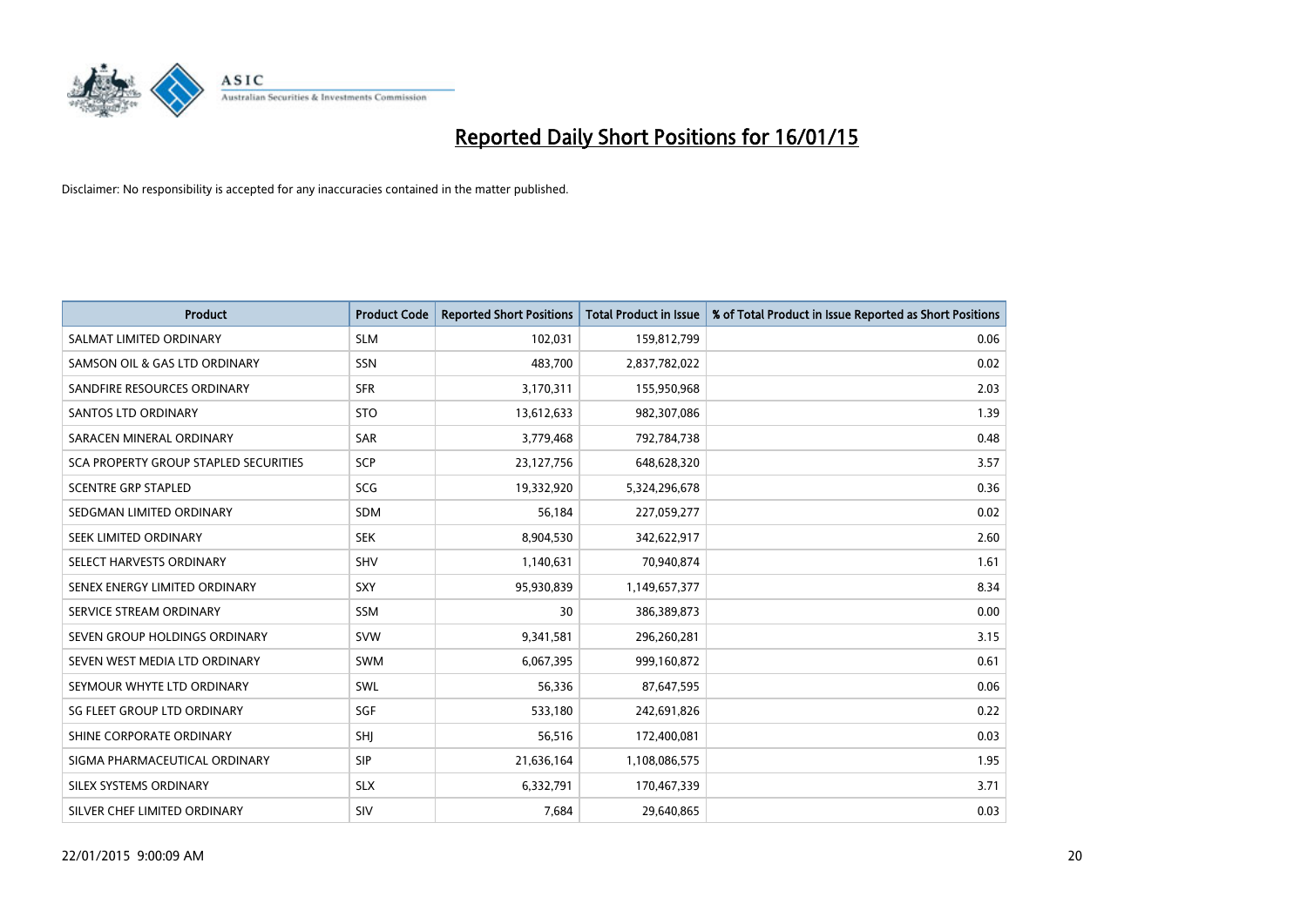# Reported Daily Short Positions for 16/01/15

Disclaimer: No responsibility is accepted for any inaccuracies contained in the matter published.

| Product | Product Code | Reported Short Positions | Total Product in Issue | % of Total Product in Issue Reported as Short Positions |
|---|---|---|---|---|
| SALMAT LIMITED ORDINARY | SLM | 102,031 | 159,812,799 | 0.06 |
| SAMSON OIL & GAS LTD ORDINARY | SSN | 483,700 | 2,837,782,022 | 0.02 |
| SANDFIRE RESOURCES ORDINARY | SFR | 3,170,311 | 155,950,968 | 2.03 |
| SANTOS LTD ORDINARY | STO | 13,612,633 | 982,307,086 | 1.39 |
| SARACEN MINERAL ORDINARY | SAR | 3,779,468 | 792,784,738 | 0.48 |
| SCA PROPERTY GROUP STAPLED SECURITIES | SCP | 23,127,756 | 648,628,320 | 3.57 |
| SCENTRE GRP STAPLED | SCG | 19,332,920 | 5,324,296,678 | 0.36 |
| SEDGMAN LIMITED ORDINARY | SDM | 56,184 | 227,059,277 | 0.02 |
| SEEK LIMITED ORDINARY | SEK | 8,904,530 | 342,622,917 | 2.60 |
| SELECT HARVESTS ORDINARY | SHV | 1,140,631 | 70,940,874 | 1.61 |
| SENEX ENERGY LIMITED ORDINARY | SXY | 95,930,839 | 1,149,657,377 | 8.34 |
| SERVICE STREAM ORDINARY | SSM | 30 | 386,389,873 | 0.00 |
| SEVEN GROUP HOLDINGS ORDINARY | SVW | 9,341,581 | 296,260,281 | 3.15 |
| SEVEN WEST MEDIA LTD ORDINARY | SWM | 6,067,395 | 999,160,872 | 0.61 |
| SEYMOUR WHYTE LTD ORDINARY | SWL | 56,336 | 87,647,595 | 0.06 |
| SG FLEET GROUP LTD ORDINARY | SGF | 533,180 | 242,691,826 | 0.22 |
| SHINE CORPORATE ORDINARY | SHJ | 56,516 | 172,400,081 | 0.03 |
| SIGMA PHARMACEUTICAL ORDINARY | SIP | 21,636,164 | 1,108,086,575 | 1.95 |
| SILEX SYSTEMS ORDINARY | SLX | 6,332,791 | 170,467,339 | 3.71 |
| SILVER CHEF LIMITED ORDINARY | SIV | 7,684 | 29,640,865 | 0.03 |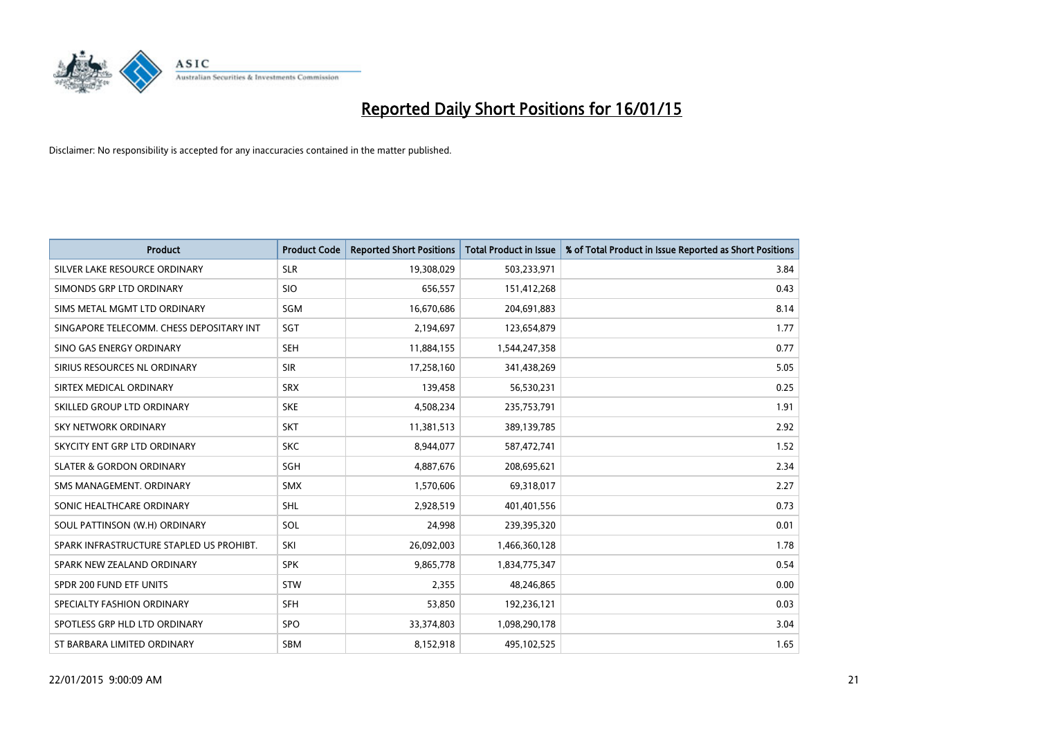# Reported Daily Short Positions for 16/01/15

Disclaimer: No responsibility is accepted for any inaccuracies contained in the matter published.

| Product | Product Code | Reported Short Positions | Total Product in Issue | % of Total Product in Issue Reported as Short Positions |
|---|---|---|---|---|
| SILVER LAKE RESOURCE ORDINARY | SLR | 19,308,029 | 503,233,971 | 3.84 |
| SIMONDS GRP LTD ORDINARY | SIO | 656,557 | 151,412,268 | 0.43 |
| SIMS METAL MGMT LTD ORDINARY | SGM | 16,670,686 | 204,691,883 | 8.14 |
| SINGAPORE TELECOMM. CHESS DEPOSITARY INT | SGT | 2,194,697 | 123,654,879 | 1.77 |
| SINO GAS ENERGY ORDINARY | SEH | 11,884,155 | 1,544,247,358 | 0.77 |
| SIRIUS RESOURCES NL ORDINARY | SIR | 17,258,160 | 341,438,269 | 5.05 |
| SIRTEX MEDICAL ORDINARY | SRX | 139,458 | 56,530,231 | 0.25 |
| SKILLED GROUP LTD ORDINARY | SKE | 4,508,234 | 235,753,791 | 1.91 |
| SKY NETWORK ORDINARY | SKT | 11,381,513 | 389,139,785 | 2.92 |
| SKYCITY ENT GRP LTD ORDINARY | SKC | 8,944,077 | 587,472,741 | 1.52 |
| SLATER & GORDON ORDINARY | SGH | 4,887,676 | 208,695,621 | 2.34 |
| SMS MANAGEMENT. ORDINARY | SMX | 1,570,606 | 69,318,017 | 2.27 |
| SONIC HEALTHCARE ORDINARY | SHL | 2,928,519 | 401,401,556 | 0.73 |
| SOUL PATTINSON (W.H) ORDINARY | SOL | 24,998 | 239,395,320 | 0.01 |
| SPARK INFRASTRUCTURE STAPLED US PROHIBT. | SKI | 26,092,003 | 1,466,360,128 | 1.78 |
| SPARK NEW ZEALAND ORDINARY | SPK | 9,865,778 | 1,834,775,347 | 0.54 |
| SPDR 200 FUND ETF UNITS | STW | 2,355 | 48,246,865 | 0.00 |
| SPECIALTY FASHION ORDINARY | SFH | 53,850 | 192,236,121 | 0.03 |
| SPOTLESS GRP HLD LTD ORDINARY | SPO | 33,374,803 | 1,098,290,178 | 3.04 |
| ST BARBARA LIMITED ORDINARY | SBM | 8,152,918 | 495,102,525 | 1.65 |

22/01/2015 9:00:09 AM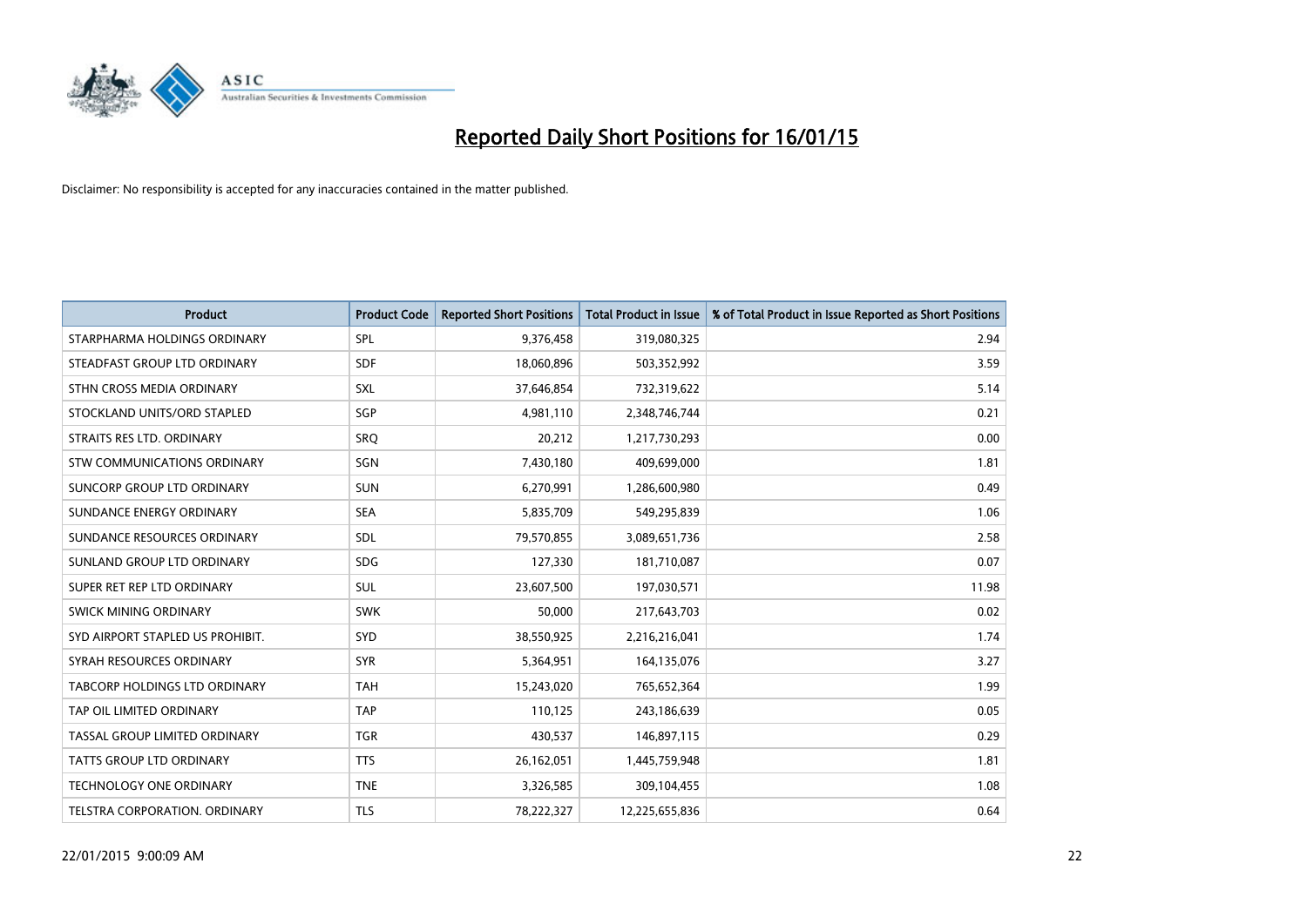# Reported Daily Short Positions for 16/01/15

Disclaimer: No responsibility is accepted for any inaccuracies contained in the matter published.

| Product | Product Code | Reported Short Positions | Total Product in Issue | % of Total Product in Issue Reported as Short Positions |
|---|---|---|---|---|
| STARPHARMA HOLDINGS ORDINARY | SPL | 9,376,458 | 319,080,325 | 2.94 |
| STEADFAST GROUP LTD ORDINARY | SDF | 18,060,896 | 503,352,992 | 3.59 |
| STHN CROSS MEDIA ORDINARY | SXL | 37,646,854 | 732,319,622 | 5.14 |
| STOCKLAND UNITS/ORD STAPLED | SGP | 4,981,110 | 2,348,746,744 | 0.21 |
| STRAITS RES LTD. ORDINARY | SRQ | 20,212 | 1,217,730,293 | 0.00 |
| STW COMMUNICATIONS ORDINARY | SGN | 7,430,180 | 409,699,000 | 1.81 |
| SUNCORP GROUP LTD ORDINARY | SUN | 6,270,991 | 1,286,600,980 | 0.49 |
| SUNDANCE ENERGY ORDINARY | SEA | 5,835,709 | 549,295,839 | 1.06 |
| SUNDANCE RESOURCES ORDINARY | SDL | 79,570,855 | 3,089,651,736 | 2.58 |
| SUNLAND GROUP LTD ORDINARY | SDG | 127,330 | 181,710,087 | 0.07 |
| SUPER RET REP LTD ORDINARY | SUL | 23,607,500 | 197,030,571 | 11.98 |
| SWICK MINING ORDINARY | SWK | 50,000 | 217,643,703 | 0.02 |
| SYD AIRPORT STAPLED US PROHIBIT. | SYD | 38,550,925 | 2,216,216,041 | 1.74 |
| SYRAH RESOURCES ORDINARY | SYR | 5,364,951 | 164,135,076 | 3.27 |
| TABCORP HOLDINGS LTD ORDINARY | TAH | 15,243,020 | 765,652,364 | 1.99 |
| TAP OIL LIMITED ORDINARY | TAP | 110,125 | 243,186,639 | 0.05 |
| TASSAL GROUP LIMITED ORDINARY | TGR | 430,537 | 146,897,115 | 0.29 |
| TATTS GROUP LTD ORDINARY | TTS | 26,162,051 | 1,445,759,948 | 1.81 |
| TECHNOLOGY ONE ORDINARY | TNE | 3,326,585 | 309,104,455 | 1.08 |
| TELSTRA CORPORATION. ORDINARY | TLS | 78,222,327 | 12,225,655,836 | 0.64 |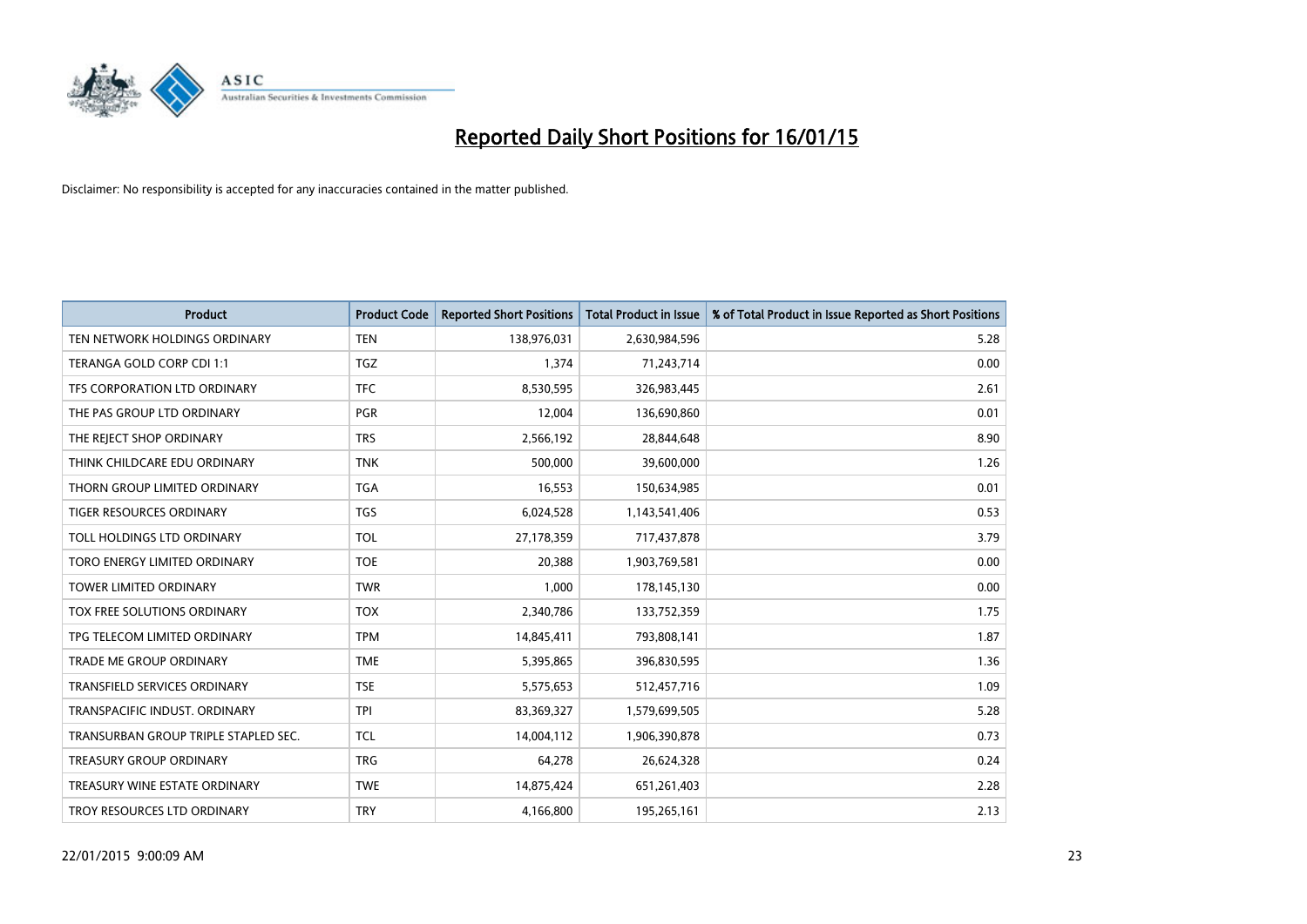# Reported Daily Short Positions for 16/01/15

Disclaimer: No responsibility is accepted for any inaccuracies contained in the matter published.

| Product | Product Code | Reported Short Positions | Total Product in Issue | % of Total Product in Issue Reported as Short Positions |
|---|---|---|---|---|
| TEN NETWORK HOLDINGS ORDINARY | TEN | 138,976,031 | 2,630,984,596 | 5.28 |
| TERANGA GOLD CORP CDI 1:1 | TGZ | 1,374 | 71,243,714 | 0.00 |
| TFS CORPORATION LTD ORDINARY | TFC | 8,530,595 | 326,983,445 | 2.61 |
| THE PAS GROUP LTD ORDINARY | PGR | 12,004 | 136,690,860 | 0.01 |
| THE REJECT SHOP ORDINARY | TRS | 2,566,192 | 28,844,648 | 8.90 |
| THINK CHILDCARE EDU ORDINARY | TNK | 500,000 | 39,600,000 | 1.26 |
| THORN GROUP LIMITED ORDINARY | TGA | 16,553 | 150,634,985 | 0.01 |
| TIGER RESOURCES ORDINARY | TGS | 6,024,528 | 1,143,541,406 | 0.53 |
| TOLL HOLDINGS LTD ORDINARY | TOL | 27,178,359 | 717,437,878 | 3.79 |
| TORO ENERGY LIMITED ORDINARY | TOE | 20,388 | 1,903,769,581 | 0.00 |
| TOWER LIMITED ORDINARY | TWR | 1,000 | 178,145,130 | 0.00 |
| TOX FREE SOLUTIONS ORDINARY | TOX | 2,340,786 | 133,752,359 | 1.75 |
| TPG TELECOM LIMITED ORDINARY | TPM | 14,845,411 | 793,808,141 | 1.87 |
| TRADE ME GROUP ORDINARY | TME | 5,395,865 | 396,830,595 | 1.36 |
| TRANSFIELD SERVICES ORDINARY | TSE | 5,575,653 | 512,457,716 | 1.09 |
| TRANSPACIFIC INDUST. ORDINARY | TPI | 83,369,327 | 1,579,699,505 | 5.28 |
| TRANSURBAN GROUP TRIPLE STAPLED SEC. | TCL | 14,004,112 | 1,906,390,878 | 0.73 |
| TREASURY GROUP ORDINARY | TRG | 64,278 | 26,624,328 | 0.24 |
| TREASURY WINE ESTATE ORDINARY | TWE | 14,875,424 | 651,261,403 | 2.28 |
| TROY RESOURCES LTD ORDINARY | TRY | 4,166,800 | 195,265,161 | 2.13 |

22/01/2015 9:00:09 AM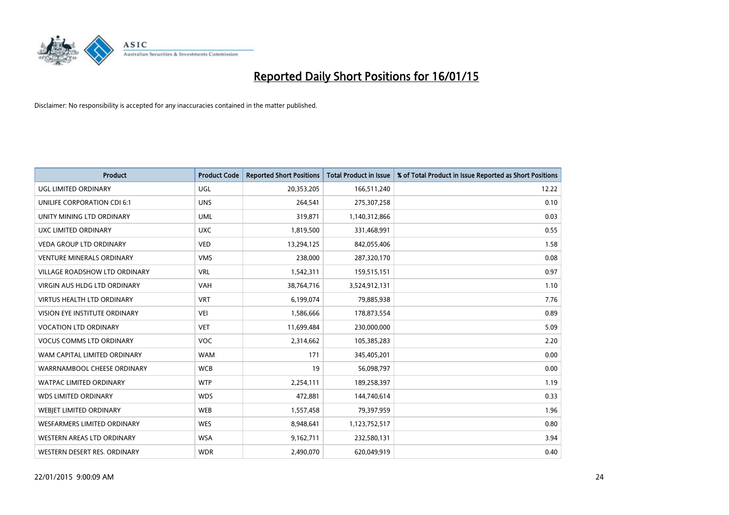# Reported Daily Short Positions for 16/01/15

Disclaimer: No responsibility is accepted for any inaccuracies contained in the matter published.

| Product | Product Code | Reported Short Positions | Total Product in Issue | % of Total Product in Issue Reported as Short Positions |
|---|---|---|---|---|
| UGL LIMITED ORDINARY | UGL | 20,353,205 | 166,511,240 | 12.22 |
| UNILIFE CORPORATION CDI 6:1 | UNS | 264,541 | 275,307,258 | 0.10 |
| UNITY MINING LTD ORDINARY | UML | 319,871 | 1,140,312,866 | 0.03 |
| UXC LIMITED ORDINARY | UXC | 1,819,500 | 331,468,991 | 0.55 |
| VEDA GROUP LTD ORDINARY | VED | 13,294,125 | 842,055,406 | 1.58 |
| VENTURE MINERALS ORDINARY | VMS | 238,000 | 287,320,170 | 0.08 |
| VILLAGE ROADSHOW LTD ORDINARY | VRL | 1,542,311 | 159,515,151 | 0.97 |
| VIRGIN AUS HLDG LTD ORDINARY | VAH | 38,764,716 | 3,524,912,131 | 1.10 |
| VIRTUS HEALTH LTD ORDINARY | VRT | 6,199,074 | 79,885,938 | 7.76 |
| VISION EYE INSTITUTE ORDINARY | VEI | 1,586,666 | 178,873,554 | 0.89 |
| VOCATION LTD ORDINARY | VET | 11,699,484 | 230,000,000 | 5.09 |
| VOCUS COMMS LTD ORDINARY | VOC | 2,314,662 | 105,385,283 | 2.20 |
| WAM CAPITAL LIMITED ORDINARY | WAM | 171 | 345,405,201 | 0.00 |
| WARRNAMBOOL CHEESE ORDINARY | WCB | 19 | 56,098,797 | 0.00 |
| WATPAC LIMITED ORDINARY | WTP | 2,254,111 | 189,258,397 | 1.19 |
| WDS LIMITED ORDINARY | WDS | 472,881 | 144,740,614 | 0.33 |
| WEBJET LIMITED ORDINARY | WEB | 1,557,458 | 79,397,959 | 1.96 |
| WESFARMERS LIMITED ORDINARY | WES | 8,948,641 | 1,123,752,517 | 0.80 |
| WESTERN AREAS LTD ORDINARY | WSA | 9,162,711 | 232,580,131 | 3.94 |
| WESTERN DESERT RES. ORDINARY | WDR | 2,490,070 | 620,049,919 | 0.40 |

22/01/2015 9:00:09 AM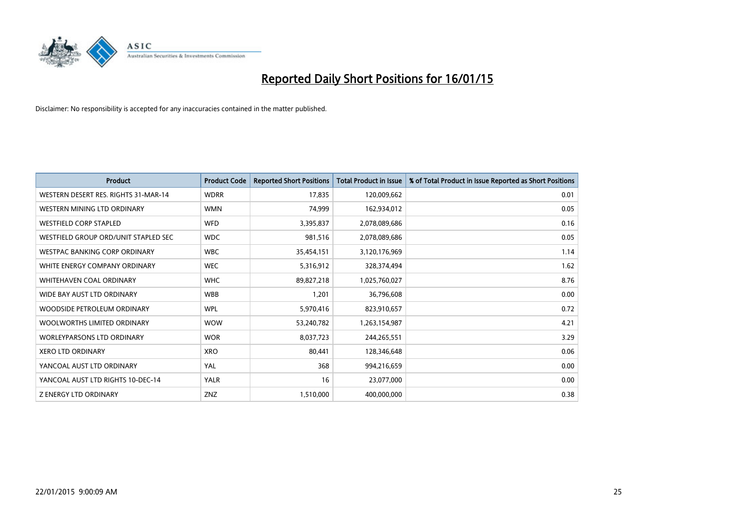# Reported Daily Short Positions for 16/01/15

Disclaimer: No responsibility is accepted for any inaccuracies contained in the matter published.

| Product | Product Code | Reported Short Positions | Total Product in Issue | % of Total Product in Issue Reported as Short Positions |
|---|---|---|---|---|
| WESTERN DESERT RES. RIGHTS 31-MAR-14 | WDRR | 17,835 | 120,009,662 | 0.01 |
| WESTERN MINING LTD ORDINARY | WMN | 74,999 | 162,934,012 | 0.05 |
| WESTFIELD CORP STAPLED | WFD | 3,395,837 | 2,078,089,686 | 0.16 |
| WESTFIELD GROUP ORD/UNIT STAPLED SEC | WDC | 981,516 | 2,078,089,686 | 0.05 |
| WESTPAC BANKING CORP ORDINARY | WBC | 35,454,151 | 3,120,176,969 | 1.14 |
| WHITE ENERGY COMPANY ORDINARY | WEC | 5,316,912 | 328,374,494 | 1.62 |
| WHITEHAVEN COAL ORDINARY | WHC | 89,827,218 | 1,025,760,027 | 8.76 |
| WIDE BAY AUST LTD ORDINARY | WBB | 1,201 | 36,796,608 | 0.00 |
| WOODSIDE PETROLEUM ORDINARY | WPL | 5,970,416 | 823,910,657 | 0.72 |
| WOOLWORTHS LIMITED ORDINARY | WOW | 53,240,782 | 1,263,154,987 | 4.21 |
| WORLEYPARSONS LTD ORDINARY | WOR | 8,037,723 | 244,265,551 | 3.29 |
| XERO LTD ORDINARY | XRO | 80,441 | 128,346,648 | 0.06 |
| YANCOAL AUST LTD ORDINARY | YAL | 368 | 994,216,659 | 0.00 |
| YANCOAL AUST LTD RIGHTS 10-DEC-14 | YALR | 16 | 23,077,000 | 0.00 |
| Z ENERGY LTD ORDINARY | ZNZ | 1,510,000 | 400,000,000 | 0.38 |